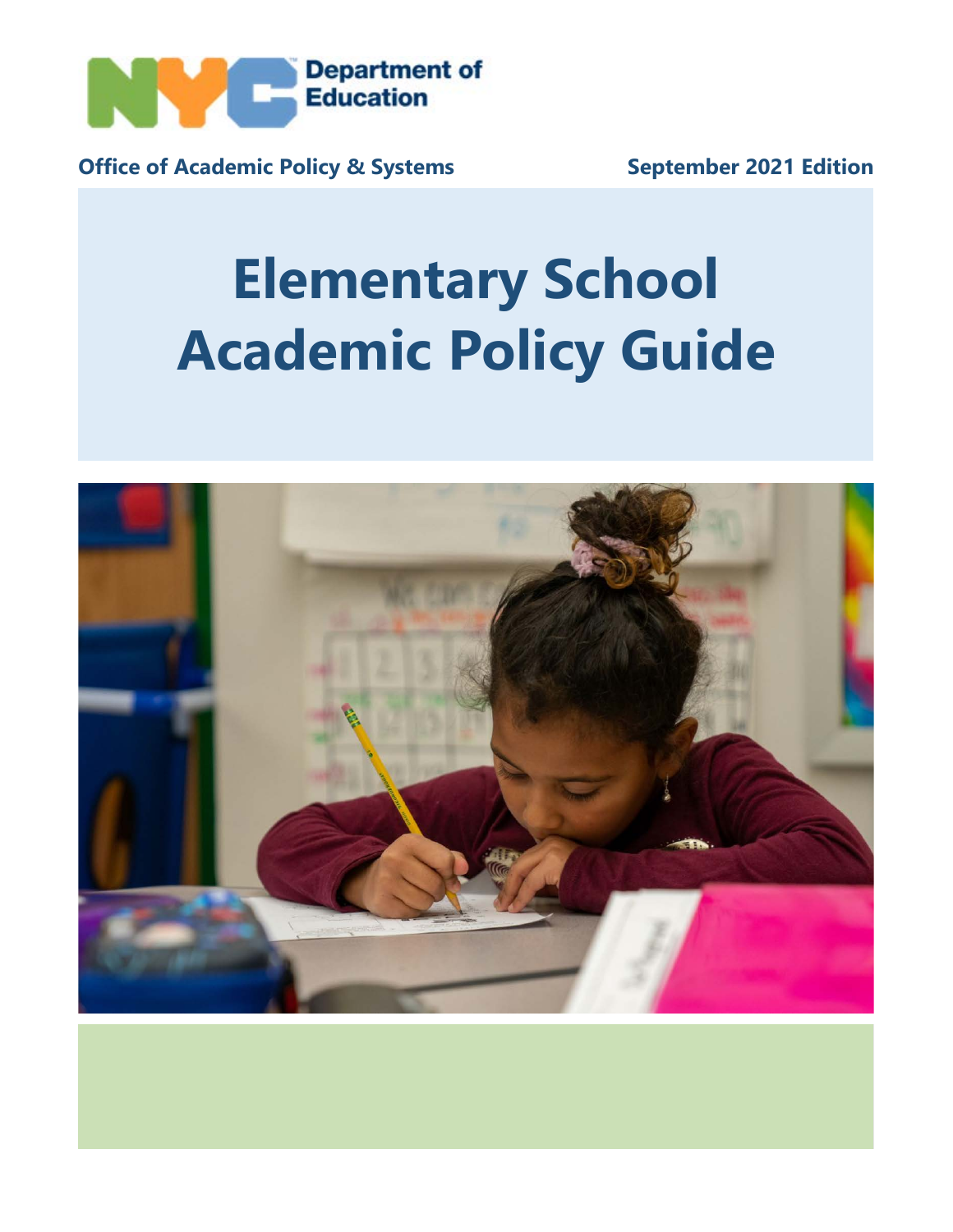NYC Department of Education

**Office of Academic Policy & Systems** **September 2021 Edition**

# Elementary School Academic Policy Guide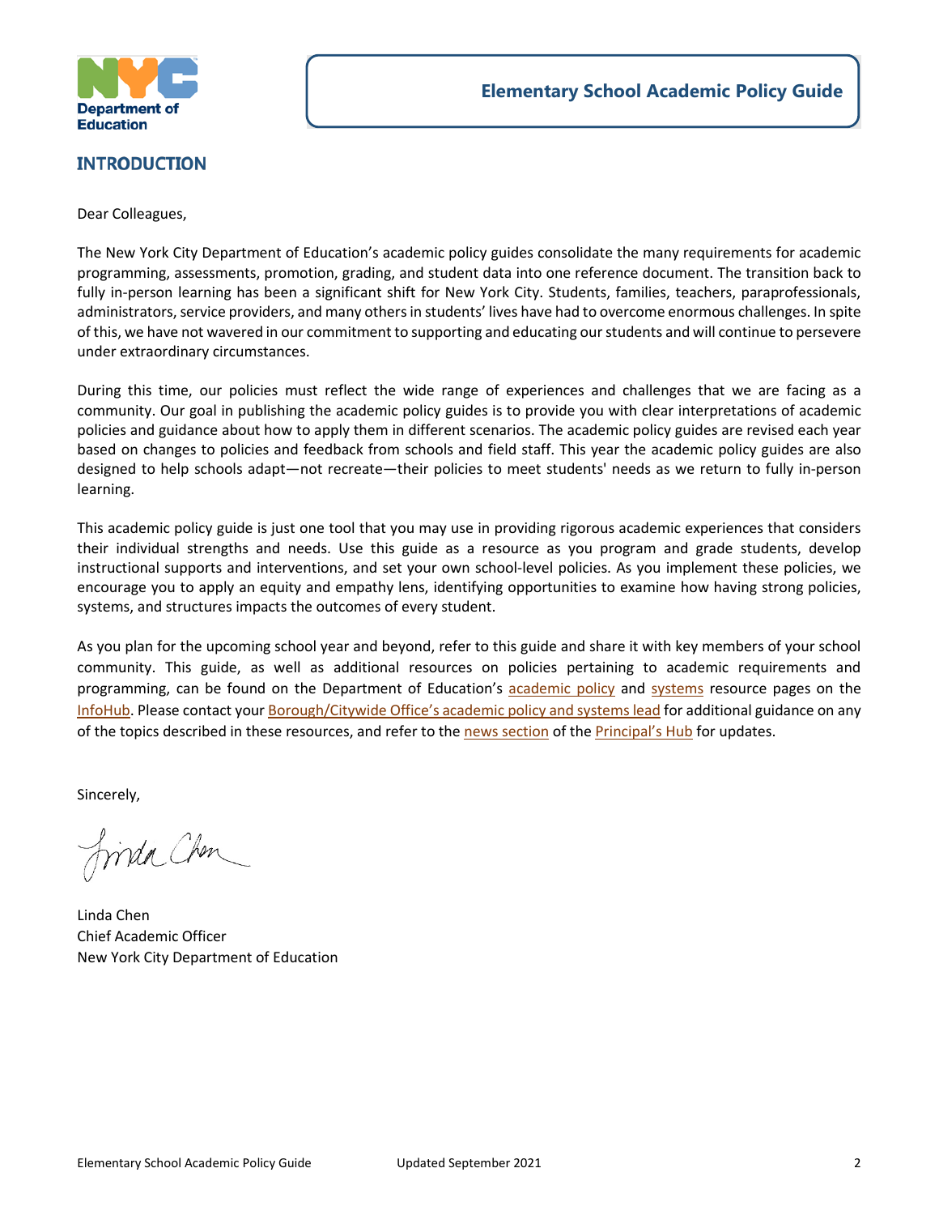## INTRODUCTION

Dear Colleagues,

The New York City Department of Education's academic policy guides consolidate the many requirements for academic programming, assessments, promotion, grading, and student data into one reference document. The transition back to fully in-person learning has been a significant shift for New York City. Students, families, teachers, paraprofessionals, administrators, service providers, and many others in students' lives have had to overcome enormous challenges. In spite of this, we have not wavered in our commitment to supporting and educating our students and will continue to persevere under extraordinary circumstances.

During this time, our policies must reflect the wide range of experiences and challenges that we are facing as a community. Our goal in publishing the academic policy guides is to provide you with clear interpretations of academic policies and guidance about how to apply them in different scenarios. The academic policy guides are revised each year based on changes to policies and feedback from schools and field staff. This year the academic policy guides are also designed to help schools adapt—not recreate—their policies to meet students' needs as we return to fully in-person learning.

This academic policy guide is just one tool that you may use in providing rigorous academic experiences that considers their individual strengths and needs. Use this guide as a resource as you program and grade students, develop instructional supports and interventions, and set your own school-level policies. As you implement these policies, we encourage you to apply an equity and empathy lens, identifying opportunities to examine how having strong policies, systems, and structures impacts the outcomes of every student.

As you plan for the upcoming school year and beyond, refer to this guide and share it with key members of your school community. This guide, as well as additional resources on policies pertaining to academic requirements and programming, can be found on the Department of Education's academic policy and systems resource pages on the InfoHub. Please contact your Borough/Citywide Office's academic policy and systems lead for additional guidance on any of the topics described in these resources, and refer to the news section of the Principal's Hub for updates.

Sincerely,

Linda Chen
Chief Academic Officer
New York City Department of Education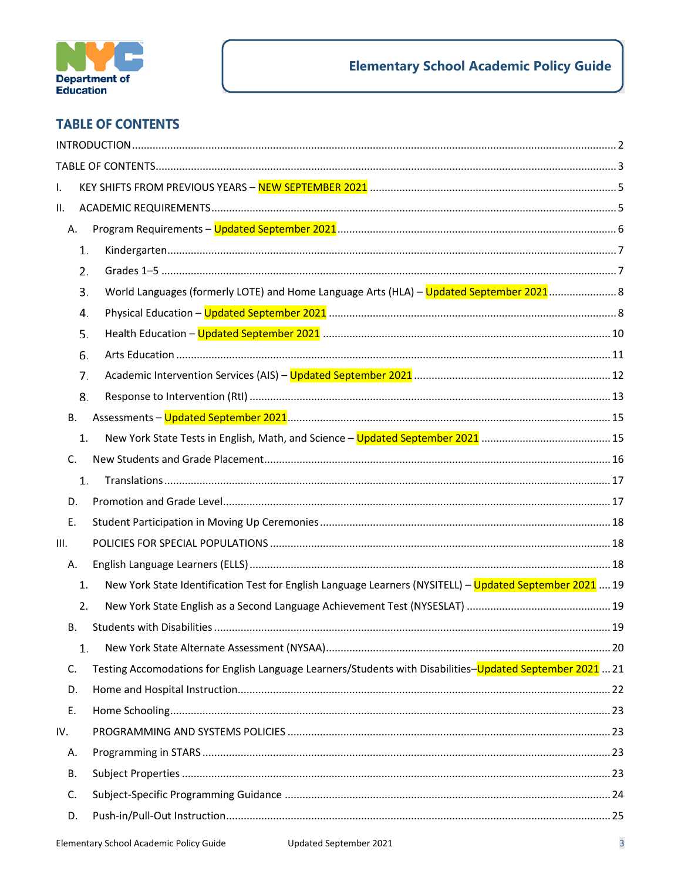## TABLE OF CONTENTS

INTRODUCTION ..... 2

TABLE OF CONTENTS ..... 3

I. KEY SHIFTS FROM PREVIOUS YEARS – NEW SEPTEMBER 2021 ..... 5

II. ACADEMIC REQUIREMENTS ..... 5

- A. Program Requirements – Updated September 2021 ..... 6
  1. Kindergarten ..... 7
  2. Grades 1–5 ..... 7
  3. World Languages (formerly LOTE) and Home Language Arts (HLA) – Updated September 2021 ..... 8
  4. Physical Education – Updated September 2021 ..... 8
  5. Health Education – Updated September 2021 ..... 10
  6. Arts Education ..... 11
  7. Academic Intervention Services (AIS) – Updated September 2021 ..... 12
  8. Response to Intervention (RtI) ..... 13
- B. Assessments – Updated September 2021 ..... 15
  1. New York State Tests in English, Math, and Science – Updated September 2021 ..... 15
- C. New Students and Grade Placement ..... 16
  1. Translations ..... 17
- D. Promotion and Grade Level ..... 17
- E. Student Participation in Moving Up Ceremonies ..... 18

III. POLICIES FOR SPECIAL POPULATIONS ..... 18

- A. English Language Learners (ELLS) ..... 18
  1. New York State Identification Test for English Language Learners (NYSITELL) – Updated September 2021 ..... 19
  2. New York State English as a Second Language Achievement Test (NYSESLAT) ..... 19
- B. Students with Disabilities ..... 19
  1. New York State Alternate Assessment (NYSAA) ..... 20
- C. Testing Accomodations for English Language Learners/Students with Disabilities–Updated September 2021 ..... 21
- D. Home and Hospital Instruction ..... 22
- E. Home Schooling ..... 23

IV. PROGRAMMING AND SYSTEMS POLICIES ..... 23

- A. Programming in STARS ..... 23
- B. Subject Properties ..... 23
- C. Subject-Specific Programming Guidance ..... 24
- D. Push-in/Pull-Out Instruction ..... 25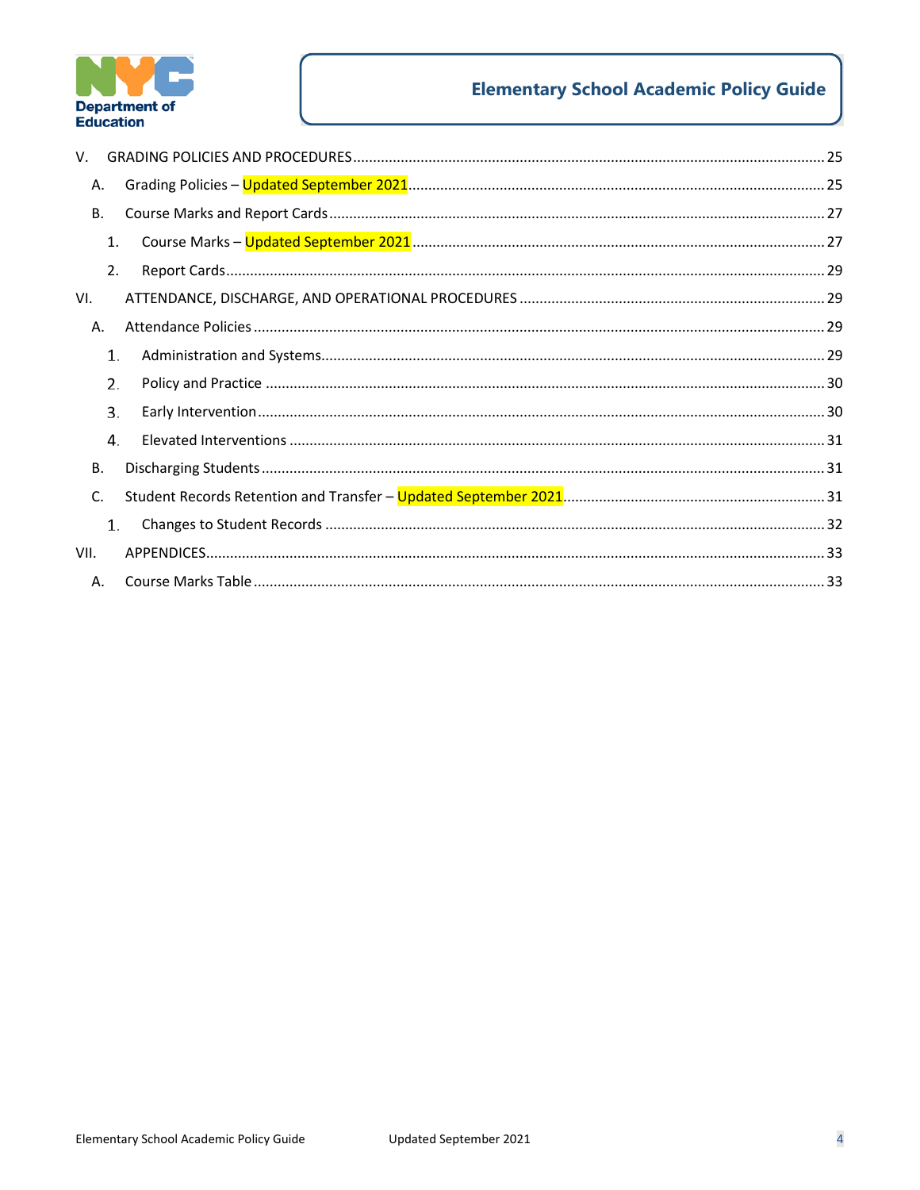V. GRADING POLICIES AND PROCEDURES ........ 25

A. Grading Policies – Updated September 2021 ........ 25

B. Course Marks and Report Cards ........ 27

1. Course Marks – Updated September 2021 ........ 27

2. Report Cards ........ 29

VI. ATTENDANCE, DISCHARGE, AND OPERATIONAL PROCEDURES ........ 29

A. Attendance Policies ........ 29

1. Administration and Systems ........ 29

2. Policy and Practice ........ 30

3. Early Intervention ........ 30

4. Elevated Interventions ........ 31

B. Discharging Students ........ 31

C. Student Records Retention and Transfer – Updated September 2021 ........ 31

1. Changes to Student Records ........ 32

VII. APPENDICES ........ 33

A. Course Marks Table ........ 33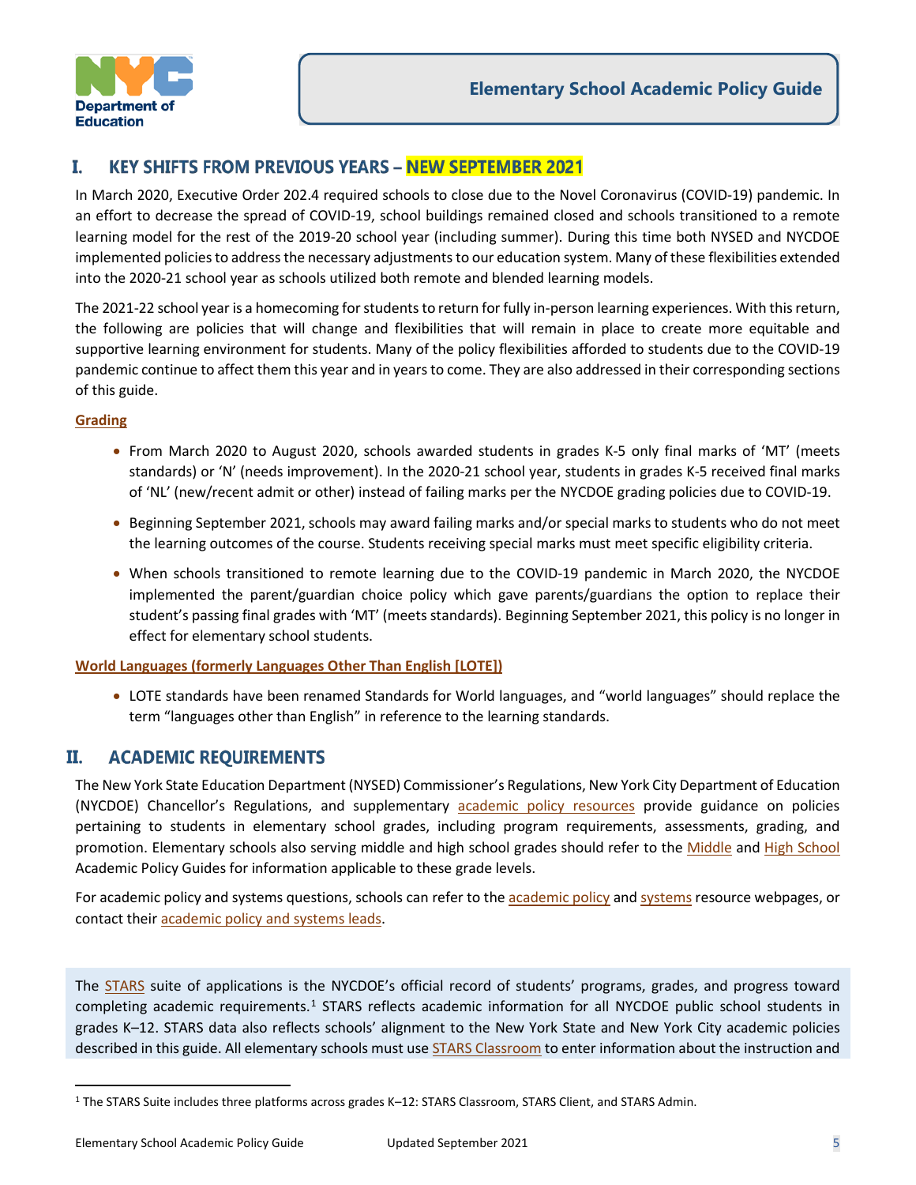## I. KEY SHIFTS FROM PREVIOUS YEARS – NEW SEPTEMBER 2021

In March 2020, Executive Order 202.4 required schools to close due to the Novel Coronavirus (COVID-19) pandemic. In an effort to decrease the spread of COVID-19, school buildings remained closed and schools transitioned to a remote learning model for the rest of the 2019-20 school year (including summer). During this time both NYSED and NYCDOE implemented policies to address the necessary adjustments to our education system. Many of these flexibilities extended into the 2020-21 school year as schools utilized both remote and blended learning models.

The 2021-22 school year is a homecoming for students to return for fully in-person learning experiences. With this return, the following are policies that will change and flexibilities that will remain in place to create more equitable and supportive learning environment for students. Many of the policy flexibilities afforded to students due to the COVID-19 pandemic continue to affect them this year and in years to come. They are also addressed in their corresponding sections of this guide.

**Grading**

- From March 2020 to August 2020, schools awarded students in grades K-5 only final marks of 'MT' (meets standards) or 'N' (needs improvement). In the 2020-21 school year, students in grades K-5 received final marks of 'NL' (new/recent admit or other) instead of failing marks per the NYCDOE grading policies due to COVID-19.
- Beginning September 2021, schools may award failing marks and/or special marks to students who do not meet the learning outcomes of the course. Students receiving special marks must meet specific eligibility criteria.
- When schools transitioned to remote learning due to the COVID-19 pandemic in March 2020, the NYCDOE implemented the parent/guardian choice policy which gave parents/guardians the option to replace their student's passing final grades with 'MT' (meets standards). Beginning September 2021, this policy is no longer in effect for elementary school students.

**World Languages (formerly Languages Other Than English [LOTE])**

- LOTE standards have been renamed Standards for World languages, and "world languages" should replace the term "languages other than English" in reference to the learning standards.

## II. ACADEMIC REQUIREMENTS

The New York State Education Department (NYSED) Commissioner's Regulations, New York City Department of Education (NYCDOE) Chancellor's Regulations, and supplementary academic policy resources provide guidance on policies pertaining to students in elementary school grades, including program requirements, assessments, grading, and promotion. Elementary schools also serving middle and high school grades should refer to the Middle and High School Academic Policy Guides for information applicable to these grade levels.

For academic policy and systems questions, schools can refer to the academic policy and systems resource webpages, or contact their academic policy and systems leads.

The STARS suite of applications is the NYCDOE's official record of students' programs, grades, and progress toward completing academic requirements.[1] STARS reflects academic information for all NYCDOE public school students in grades K–12. STARS data also reflects schools' alignment to the New York State and New York City academic policies described in this guide. All elementary schools must use STARS Classroom to enter information about the instruction and

[1] The STARS Suite includes three platforms across grades K–12: STARS Classroom, STARS Client, and STARS Admin.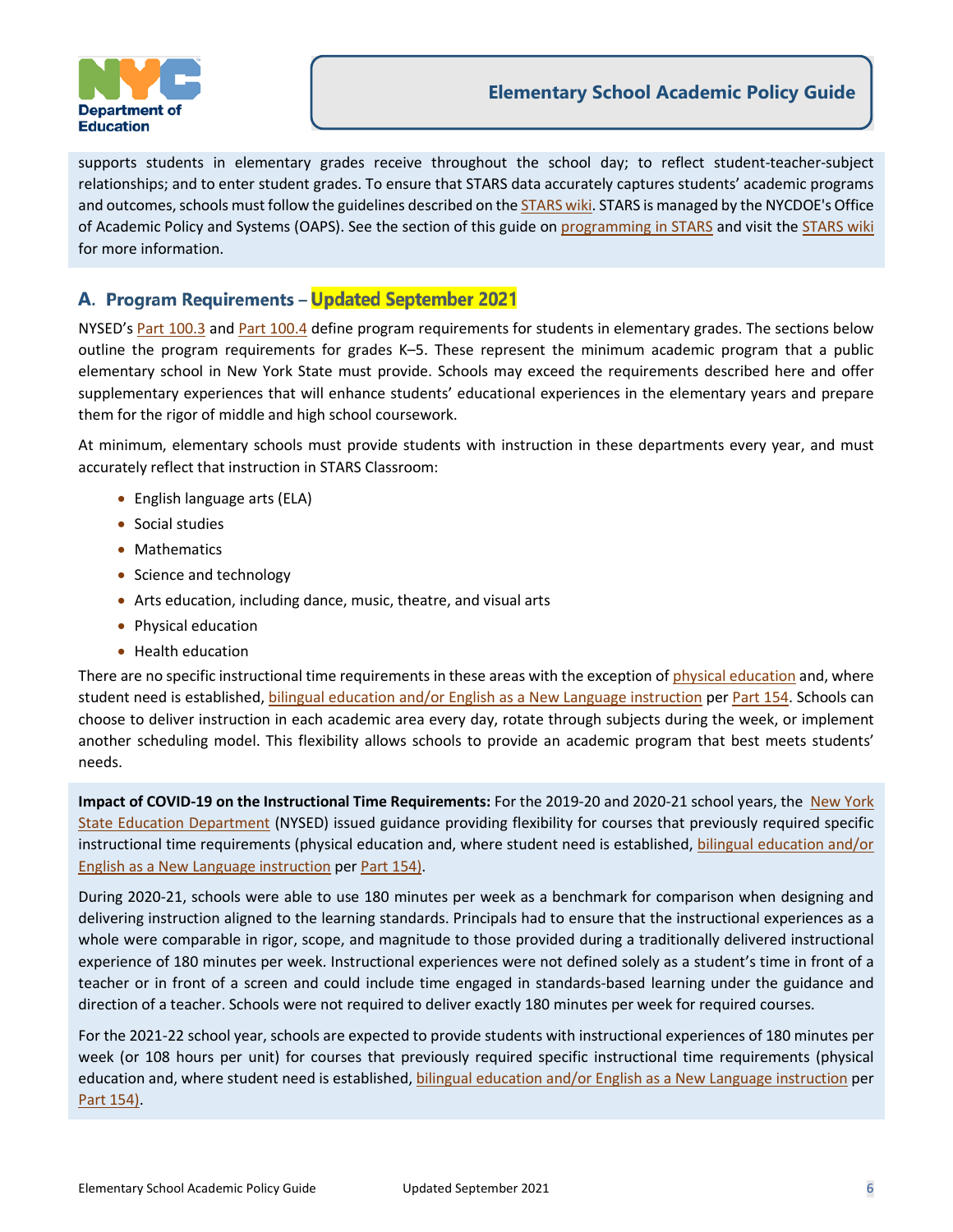supports students in elementary grades receive throughout the school day; to reflect student-teacher-subject relationships; and to enter student grades. To ensure that STARS data accurately captures students' academic programs and outcomes, schools must follow the guidelines described on the STARS wiki. STARS is managed by the NYCDOE's Office of Academic Policy and Systems (OAPS). See the section of this guide on programming in STARS and visit the STARS wiki for more information.

## A. Program Requirements – Updated September 2021

NYSED's Part 100.3 and Part 100.4 define program requirements for students in elementary grades. The sections below outline the program requirements for grades K–5. These represent the minimum academic program that a public elementary school in New York State must provide. Schools may exceed the requirements described here and offer supplementary experiences that will enhance students' educational experiences in the elementary years and prepare them for the rigor of middle and high school coursework.

At minimum, elementary schools must provide students with instruction in these departments every year, and must accurately reflect that instruction in STARS Classroom:

- English language arts (ELA)
- Social studies
- Mathematics
- Science and technology
- Arts education, including dance, music, theatre, and visual arts
- Physical education
- Health education

There are no specific instructional time requirements in these areas with the exception of physical education and, where student need is established, bilingual education and/or English as a New Language instruction per Part 154. Schools can choose to deliver instruction in each academic area every day, rotate through subjects during the week, or implement another scheduling model. This flexibility allows schools to provide an academic program that best meets students' needs.

**Impact of COVID-19 on the Instructional Time Requirements:** For the 2019-20 and 2020-21 school years, the New York State Education Department (NYSED) issued guidance providing flexibility for courses that previously required specific instructional time requirements (physical education and, where student need is established, bilingual education and/or English as a New Language instruction per Part 154).

During 2020-21, schools were able to use 180 minutes per week as a benchmark for comparison when designing and delivering instruction aligned to the learning standards. Principals had to ensure that the instructional experiences as a whole were comparable in rigor, scope, and magnitude to those provided during a traditionally delivered instructional experience of 180 minutes per week. Instructional experiences were not defined solely as a student's time in front of a teacher or in front of a screen and could include time engaged in standards-based learning under the guidance and direction of a teacher. Schools were not required to deliver exactly 180 minutes per week for required courses.

For the 2021-22 school year, schools are expected to provide students with instructional experiences of 180 minutes per week (or 108 hours per unit) for courses that previously required specific instructional time requirements (physical education and, where student need is established, bilingual education and/or English as a New Language instruction per Part 154).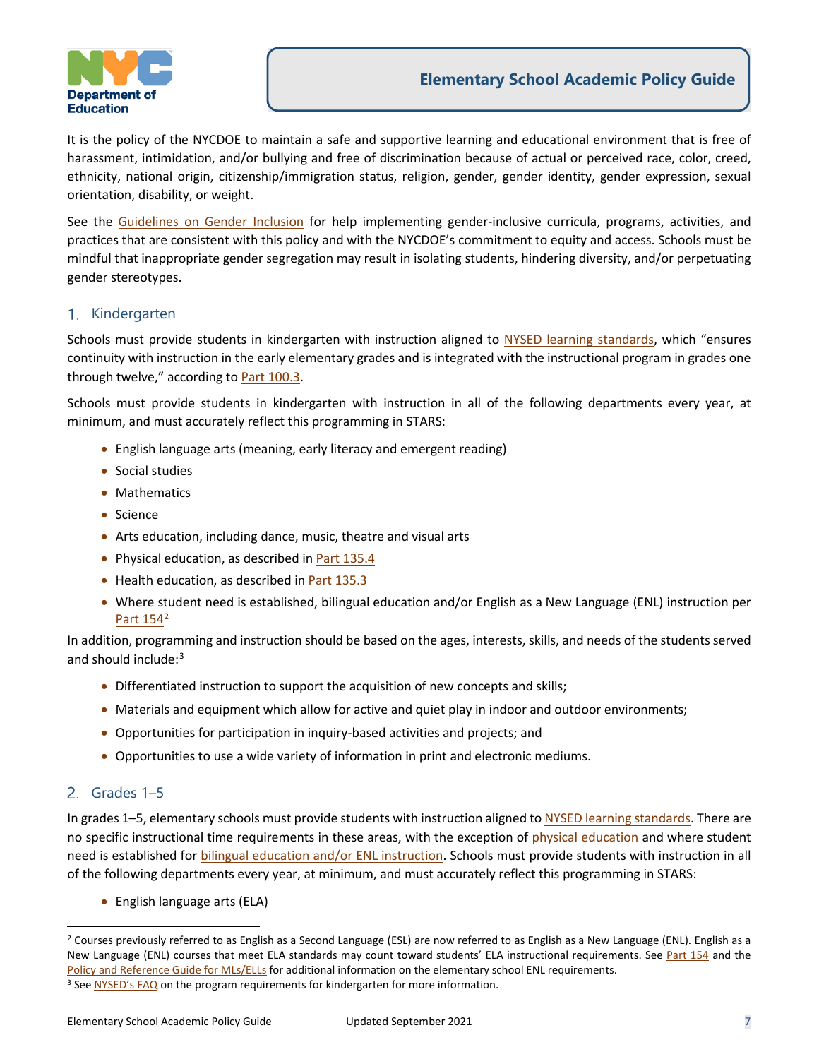It is the policy of the NYCDOE to maintain a safe and supportive learning and educational environment that is free of harassment, intimidation, and/or bullying and free of discrimination because of actual or perceived race, color, creed, ethnicity, national origin, citizenship/immigration status, religion, gender, gender identity, gender expression, sexual orientation, disability, or weight.

See the Guidelines on Gender Inclusion for help implementing gender-inclusive curricula, programs, activities, and practices that are consistent with this policy and with the NYCDOE's commitment to equity and access. Schools must be mindful that inappropriate gender segregation may result in isolating students, hindering diversity, and/or perpetuating gender stereotypes.

## 1. Kindergarten

Schools must provide students in kindergarten with instruction aligned to NYSED learning standards, which "ensures continuity with instruction in the early elementary grades and is integrated with the instructional program in grades one through twelve," according to Part 100.3.

Schools must provide students in kindergarten with instruction in all of the following departments every year, at minimum, and must accurately reflect this programming in STARS:

- English language arts (meaning, early literacy and emergent reading)
- Social studies
- Mathematics
- Science
- Arts education, including dance, music, theatre and visual arts
- Physical education, as described in Part 135.4
- Health education, as described in Part 135.3
- Where student need is established, bilingual education and/or English as a New Language (ENL) instruction per Part 154[2]

In addition, programming and instruction should be based on the ages, interests, skills, and needs of the students served and should include:[3]

- Differentiated instruction to support the acquisition of new concepts and skills;
- Materials and equipment which allow for active and quiet play in indoor and outdoor environments;
- Opportunities for participation in inquiry-based activities and projects; and
- Opportunities to use a wide variety of information in print and electronic mediums.

## 2. Grades 1–5

In grades 1–5, elementary schools must provide students with instruction aligned to NYSED learning standards. There are no specific instructional time requirements in these areas, with the exception of physical education and where student need is established for bilingual education and/or ENL instruction. Schools must provide students with instruction in all of the following departments every year, at minimum, and must accurately reflect this programming in STARS:

- English language arts (ELA)

---

[2] Courses previously referred to as English as a Second Language (ESL) are now referred to as English as a New Language (ENL). English as a New Language (ENL) courses that meet ELA standards may count toward students' ELA instructional requirements. See Part 154 and the Policy and Reference Guide for MLs/ELLs for additional information on the elementary school ENL requirements.

[3] See NYSED's FAQ on the program requirements for kindergarten for more information.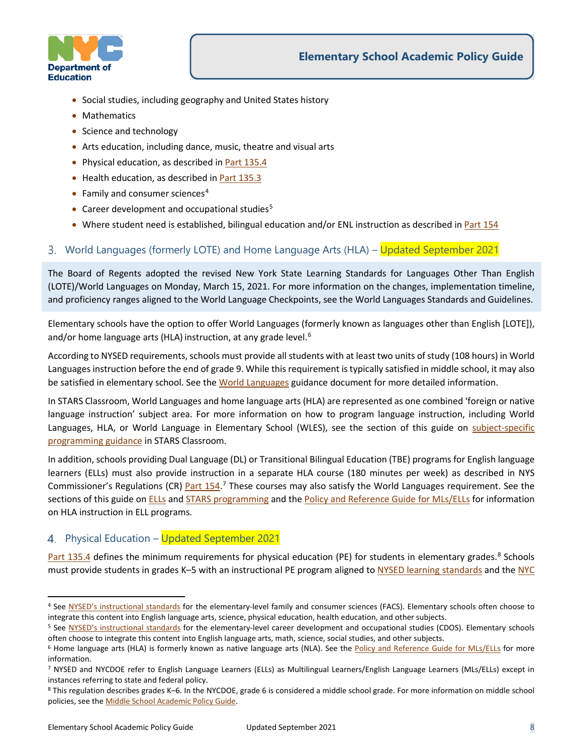- Social studies, including geography and United States history
- Mathematics
- Science and technology
- Arts education, including dance, music, theatre and visual arts
- Physical education, as described in Part 135.4
- Health education, as described in Part 135.3
- Family and consumer sciences[4]
- Career development and occupational studies[5]
- Where student need is established, bilingual education and/or ENL instruction as described in Part 154

## 3. World Languages (formerly LOTE) and Home Language Arts (HLA) – Updated September 2021

The Board of Regents adopted the revised New York State Learning Standards for Languages Other Than English (LOTE)/World Languages on Monday, March 15, 2021. For more information on the changes, implementation timeline, and proficiency ranges aligned to the World Language Checkpoints, see the World Languages Standards and Guidelines.

Elementary schools have the option to offer World Languages (formerly known as languages other than English [LOTE]), and/or home language arts (HLA) instruction, at any grade level.[6]

According to NYSED requirements, schools must provide all students with at least two units of study (108 hours) in World Languages instruction before the end of grade 9. While this requirement is typically satisfied in middle school, it may also be satisfied in elementary school. See the World Languages guidance document for more detailed information.

In STARS Classroom, World Languages and home language arts (HLA) are represented as one combined 'foreign or native language instruction' subject area. For more information on how to program language instruction, including World Languages, HLA, or World Language in Elementary School (WLES), see the section of this guide on subject-specific programming guidance in STARS Classroom.

In addition, schools providing Dual Language (DL) or Transitional Bilingual Education (TBE) programs for English language learners (ELLs) must also provide instruction in a separate HLA course (180 minutes per week) as described in NYS Commissioner's Regulations (CR) Part 154.[7] These courses may also satisfy the World Languages requirement. See the sections of this guide on ELLs and STARS programming and the Policy and Reference Guide for MLs/ELLs for information on HLA instruction in ELL programs.

## 4. Physical Education – Updated September 2021

Part 135.4 defines the minimum requirements for physical education (PE) for students in elementary grades.[8] Schools must provide students in grades K–5 with an instructional PE program aligned to NYSED learning standards and the NYC

---

[4] See NYSED's instructional standards for the elementary-level family and consumer sciences (FACS). Elementary schools often choose to integrate this content into English language arts, science, physical education, health education, and other subjects.

[5] See NYSED's instructional standards for the elementary-level career development and occupational studies (CDOS). Elementary schools often choose to integrate this content into English language arts, math, science, social studies, and other subjects.

[6] Home language arts (HLA) is formerly known as native language arts (NLA). See the Policy and Reference Guide for MLs/ELLs for more information.

[7] NYSED and NYCDOE refer to English Language Learners (ELLs) as Multilingual Learners/English Language Learners (MLs/ELLs) except in instances referring to state and federal policy.

[8] This regulation describes grades K–6. In the NYCDOE, grade 6 is considered a middle school grade. For more information on middle school policies, see the Middle School Academic Policy Guide.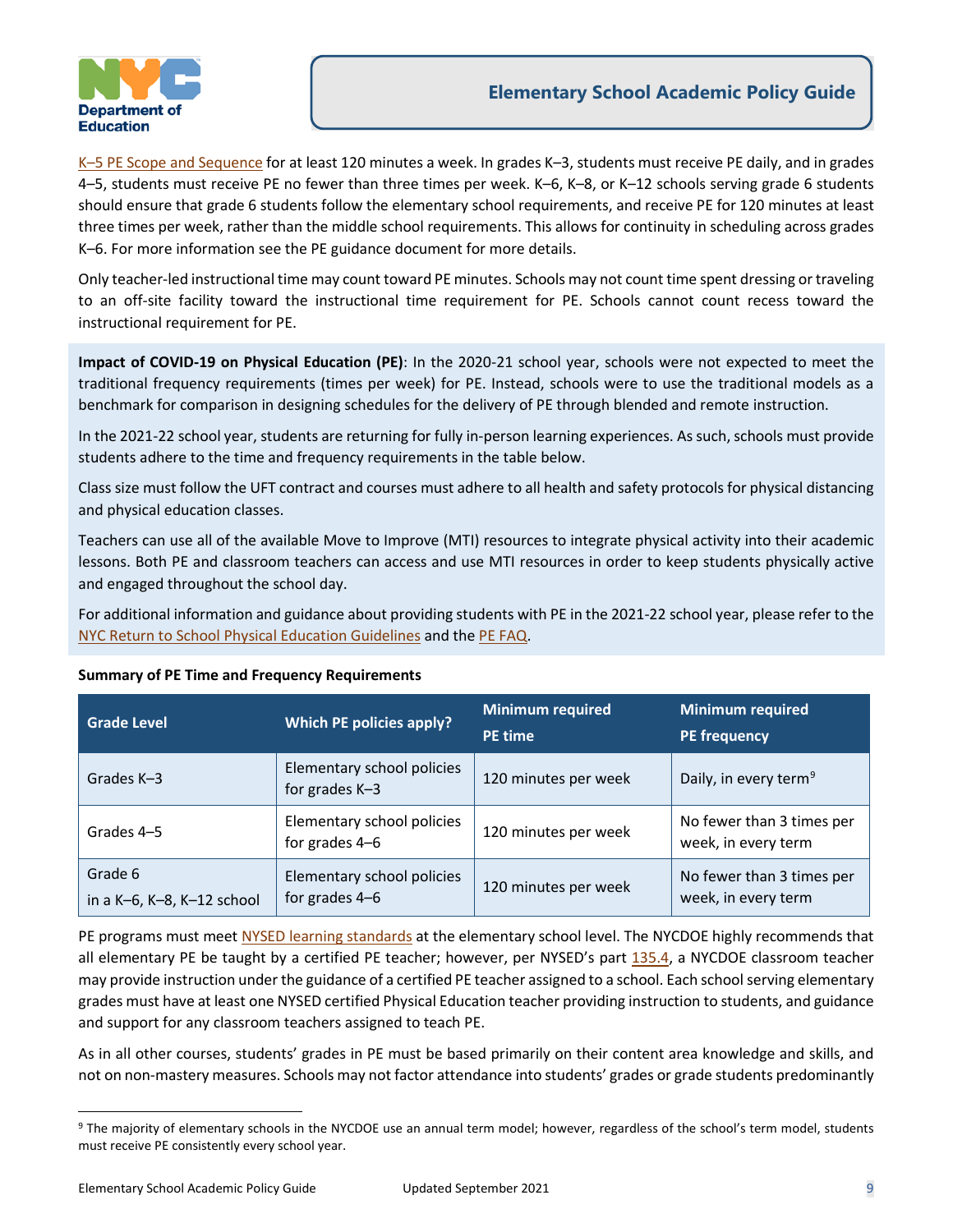K–5 PE Scope and Sequence for at least 120 minutes a week. In grades K–3, students must receive PE daily, and in grades 4–5, students must receive PE no fewer than three times per week. K–6, K–8, or K–12 schools serving grade 6 students should ensure that grade 6 students follow the elementary school requirements, and receive PE for 120 minutes at least three times per week, rather than the middle school requirements. This allows for continuity in scheduling across grades K–6. For more information see the PE guidance document for more details.

Only teacher-led instructional time may count toward PE minutes. Schools may not count time spent dressing or traveling to an off-site facility toward the instructional time requirement for PE. Schools cannot count recess toward the instructional requirement for PE.

**Impact of COVID-19 on Physical Education (PE)**: In the 2020-21 school year, schools were not expected to meet the traditional frequency requirements (times per week) for PE. Instead, schools were to use the traditional models as a benchmark for comparison in designing schedules for the delivery of PE through blended and remote instruction.

In the 2021-22 school year, students are returning for fully in-person learning experiences. As such, schools must provide students adhere to the time and frequency requirements in the table below.

Class size must follow the UFT contract and courses must adhere to all health and safety protocols for physical distancing and physical education classes.

Teachers can use all of the available Move to Improve (MTI) resources to integrate physical activity into their academic lessons. Both PE and classroom teachers can access and use MTI resources in order to keep students physically active and engaged throughout the school day.

For additional information and guidance about providing students with PE in the 2021-22 school year, please refer to the NYC Return to School Physical Education Guidelines and the PE FAQ.

**Summary of PE Time and Frequency Requirements**

| Grade Level | Which PE policies apply? | Minimum required PE time | Minimum required PE frequency |
|---|---|---|---|
| Grades K–3 | Elementary school policies for grades K–3 | 120 minutes per week | Daily, in every term[9] |
| Grades 4–5 | Elementary school policies for grades 4–6 | 120 minutes per week | No fewer than 3 times per week, in every term |
| Grade 6 in a K–6, K–8, K–12 school | Elementary school policies for grades 4–6 | 120 minutes per week | No fewer than 3 times per week, in every term |

PE programs must meet NYSED learning standards at the elementary school level. The NYCDOE highly recommends that all elementary PE be taught by a certified PE teacher; however, per NYSED's part 135.4, a NYCDOE classroom teacher may provide instruction under the guidance of a certified PE teacher assigned to a school. Each school serving elementary grades must have at least one NYSED certified Physical Education teacher providing instruction to students, and guidance and support for any classroom teachers assigned to teach PE.

As in all other courses, students' grades in PE must be based primarily on their content area knowledge and skills, and not on non-mastery measures. Schools may not factor attendance into students' grades or grade students predominantly

[9] The majority of elementary schools in the NYCDOE use an annual term model; however, regardless of the school's term model, students must receive PE consistently every school year.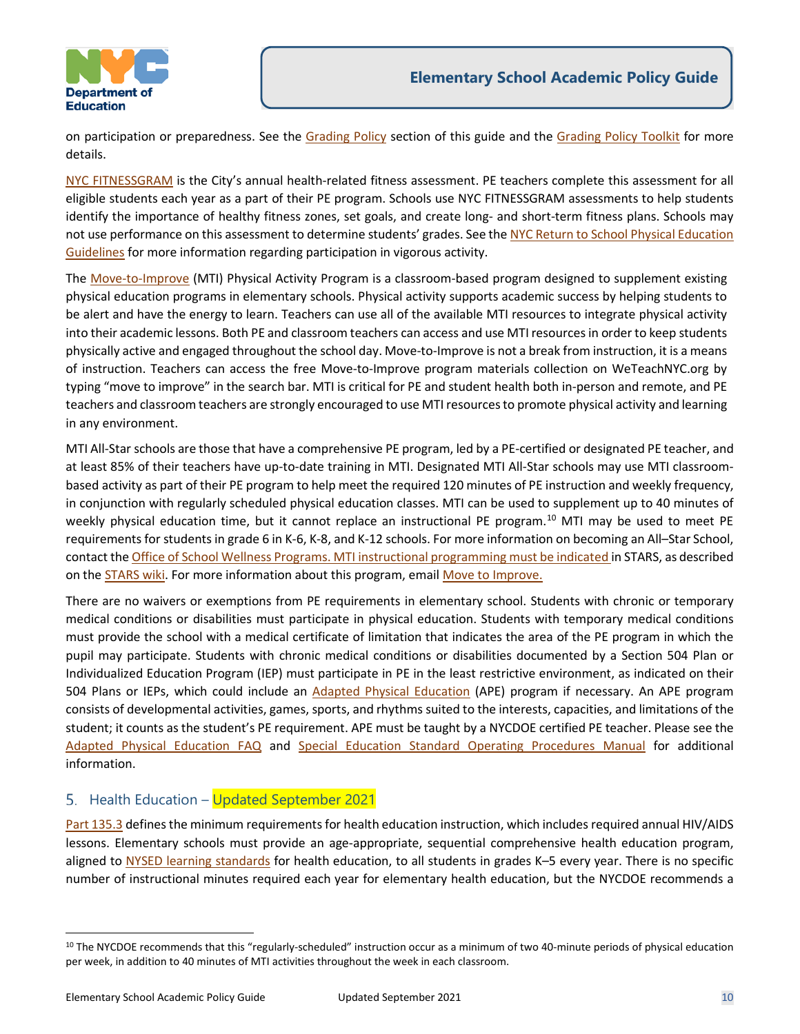on participation or preparedness. See the Grading Policy section of this guide and the Grading Policy Toolkit for more details.

NYC FITNESSGRAM is the City's annual health-related fitness assessment. PE teachers complete this assessment for all eligible students each year as a part of their PE program. Schools use NYC FITNESSGRAM assessments to help students identify the importance of healthy fitness zones, set goals, and create long- and short-term fitness plans. Schools may not use performance on this assessment to determine students' grades. See the NYC Return to School Physical Education Guidelines for more information regarding participation in vigorous activity.

The Move-to-Improve (MTI) Physical Activity Program is a classroom-based program designed to supplement existing physical education programs in elementary schools. Physical activity supports academic success by helping students to be alert and have the energy to learn. Teachers can use all of the available MTI resources to integrate physical activity into their academic lessons. Both PE and classroom teachers can access and use MTI resources in order to keep students physically active and engaged throughout the school day. Move-to-Improve is not a break from instruction, it is a means of instruction. Teachers can access the free Move-to-Improve program materials collection on WeTeachNYC.org by typing "move to improve" in the search bar. MTI is critical for PE and student health both in-person and remote, and PE teachers and classroom teachers are strongly encouraged to use MTI resources to promote physical activity and learning in any environment.

MTI All-Star schools are those that have a comprehensive PE program, led by a PE-certified or designated PE teacher, and at least 85% of their teachers have up-to-date training in MTI. Designated MTI All-Star schools may use MTI classroom-based activity as part of their PE program to help meet the required 120 minutes of PE instruction and weekly frequency, in conjunction with regularly scheduled physical education classes. MTI can be used to supplement up to 40 minutes of weekly physical education time, but it cannot replace an instructional PE program.[10] MTI may be used to meet PE requirements for students in grade 6 in K-6, K-8, and K-12 schools. For more information on becoming an All–Star School, contact the Office of School Wellness Programs. MTI instructional programming must be indicated in STARS, as described on the STARS wiki. For more information about this program, email Move to Improve.

There are no waivers or exemptions from PE requirements in elementary school. Students with chronic or temporary medical conditions or disabilities must participate in physical education. Students with temporary medical conditions must provide the school with a medical certificate of limitation that indicates the area of the PE program in which the pupil may participate. Students with chronic medical conditions or disabilities documented by a Section 504 Plan or Individualized Education Program (IEP) must participate in PE in the least restrictive environment, as indicated on their 504 Plans or IEPs, which could include an Adapted Physical Education (APE) program if necessary. An APE program consists of developmental activities, games, sports, and rhythms suited to the interests, capacities, and limitations of the student; it counts as the student's PE requirement. APE must be taught by a NYCDOE certified PE teacher. Please see the Adapted Physical Education FAQ and Special Education Standard Operating Procedures Manual for additional information.

## 5. Health Education – Updated September 2021

Part 135.3 defines the minimum requirements for health education instruction, which includes required annual HIV/AIDS lessons. Elementary schools must provide an age-appropriate, sequential comprehensive health education program, aligned to NYSED learning standards for health education, to all students in grades K–5 every year. There is no specific number of instructional minutes required each year for elementary health education, but the NYCDOE recommends a

---

[10] The NYCDOE recommends that this "regularly-scheduled" instruction occur as a minimum of two 40-minute periods of physical education per week, in addition to 40 minutes of MTI activities throughout the week in each classroom.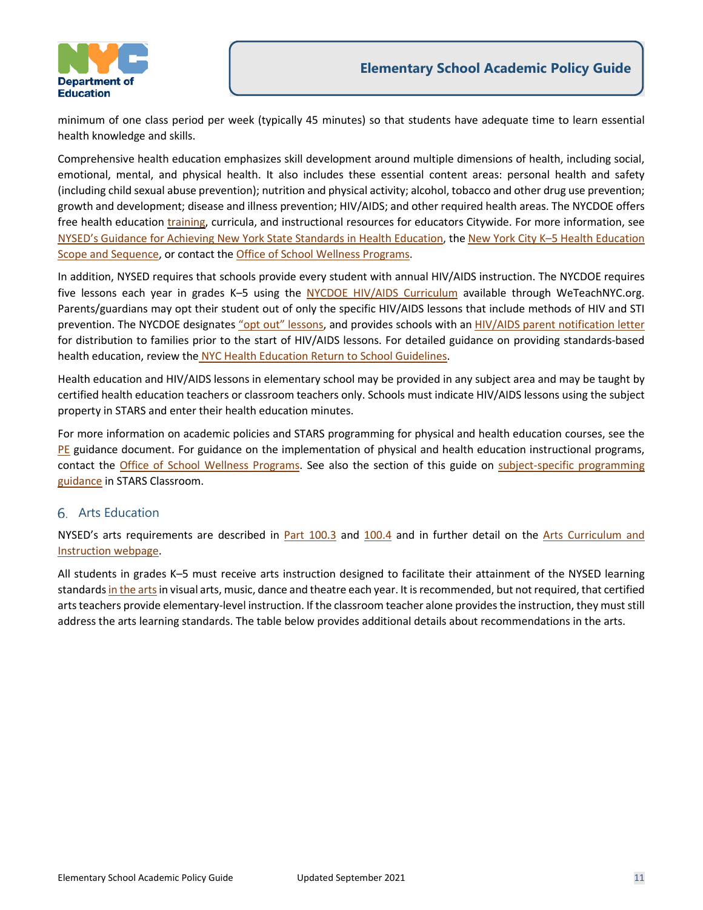minimum of one class period per week (typically 45 minutes) so that students have adequate time to learn essential health knowledge and skills.

Comprehensive health education emphasizes skill development around multiple dimensions of health, including social, emotional, mental, and physical health. It also includes these essential content areas: personal health and safety (including child sexual abuse prevention); nutrition and physical activity; alcohol, tobacco and other drug use prevention; growth and development; disease and illness prevention; HIV/AIDS; and other required health areas. The NYCDOE offers free health education training, curricula, and instructional resources for educators Citywide. For more information, see NYSED's Guidance for Achieving New York State Standards in Health Education, the New York City K–5 Health Education Scope and Sequence, or contact the Office of School Wellness Programs.

In addition, NYSED requires that schools provide every student with annual HIV/AIDS instruction. The NYCDOE requires five lessons each year in grades K–5 using the NYCDOE HIV/AIDS Curriculum available through WeTeachNYC.org. Parents/guardians may opt their student out of only the specific HIV/AIDS lessons that include methods of HIV and STI prevention. The NYCDOE designates "opt out" lessons, and provides schools with an HIV/AIDS parent notification letter for distribution to families prior to the start of HIV/AIDS lessons. For detailed guidance on providing standards-based health education, review the NYC Health Education Return to School Guidelines.

Health education and HIV/AIDS lessons in elementary school may be provided in any subject area and may be taught by certified health education teachers or classroom teachers only. Schools must indicate HIV/AIDS lessons using the subject property in STARS and enter their health education minutes.

For more information on academic policies and STARS programming for physical and health education courses, see the PE guidance document. For guidance on the implementation of physical and health education instructional programs, contact the Office of School Wellness Programs. See also the section of this guide on subject-specific programming guidance in STARS Classroom.

## 6. Arts Education

NYSED's arts requirements are described in Part 100.3 and 100.4 and in further detail on the Arts Curriculum and Instruction webpage.

All students in grades K–5 must receive arts instruction designed to facilitate their attainment of the NYSED learning standards in the arts in visual arts, music, dance and theatre each year. It is recommended, but not required, that certified arts teachers provide elementary-level instruction. If the classroom teacher alone provides the instruction, they must still address the arts learning standards. The table below provides additional details about recommendations in the arts.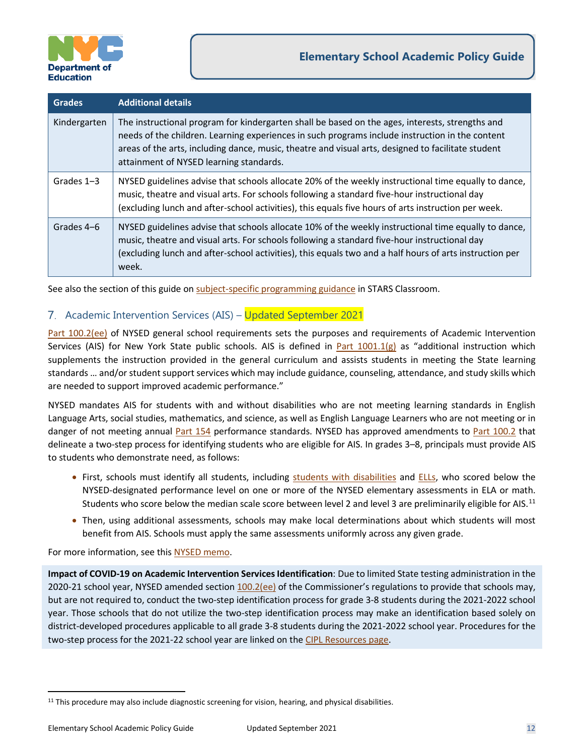| Grades | Additional details |
| --- | --- |
| Kindergarten | The instructional program for kindergarten shall be based on the ages, interests, strengths and needs of the children. Learning experiences in such programs include instruction in the content areas of the arts, including dance, music, theatre and visual arts, designed to facilitate student attainment of NYSED learning standards. |
| Grades 1–3 | NYSED guidelines advise that schools allocate 20% of the weekly instructional time equally to dance, music, theatre and visual arts. For schools following a standard five-hour instructional day (excluding lunch and after-school activities), this equals five hours of arts instruction per week. |
| Grades 4–6 | NYSED guidelines advise that schools allocate 10% of the weekly instructional time equally to dance, music, theatre and visual arts. For schools following a standard five-hour instructional day (excluding lunch and after-school activities), this equals two and a half hours of arts instruction per week. |

See also the section of this guide on subject-specific programming guidance in STARS Classroom.

## 7. Academic Intervention Services (AIS) – Updated September 2021

Part 100.2(ee) of NYSED general school requirements sets the purposes and requirements of Academic Intervention Services (AIS) for New York State public schools. AIS is defined in Part 1001.1(g) as "additional instruction which supplements the instruction provided in the general curriculum and assists students in meeting the State learning standards … and/or student support services which may include guidance, counseling, attendance, and study skills which are needed to support improved academic performance."

NYSED mandates AIS for students with and without disabilities who are not meeting learning standards in English Language Arts, social studies, mathematics, and science, as well as English Language Learners who are not meeting or in danger of not meeting annual Part 154 performance standards. NYSED has approved amendments to Part 100.2 that delineate a two-step process for identifying students who are eligible for AIS. In grades 3–8, principals must provide AIS to students who demonstrate need, as follows:

- First, schools must identify all students, including students with disabilities and ELLs, who scored below the NYSED-designated performance level on one or more of the NYSED elementary assessments in ELA or math. Students who score below the median scale score between level 2 and level 3 are preliminarily eligible for AIS.[11]
- Then, using additional assessments, schools may make local determinations about which students will most benefit from AIS. Schools must apply the same assessments uniformly across any given grade.

For more information, see this NYSED memo.

**Impact of COVID-19 on Academic Intervention Services Identification**: Due to limited State testing administration in the 2020-21 school year, NYSED amended section 100.2(ee) of the Commissioner's regulations to provide that schools may, but are not required to, conduct the two-step identification process for grade 3-8 students during the 2021-2022 school year. Those schools that do not utilize the two-step identification process may make an identification based solely on district-developed procedures applicable to all grade 3-8 students during the 2021-2022 school year. Procedures for the two-step process for the 2021-22 school year are linked on the CIPL Resources page.

[11] This procedure may also include diagnostic screening for vision, hearing, and physical disabilities.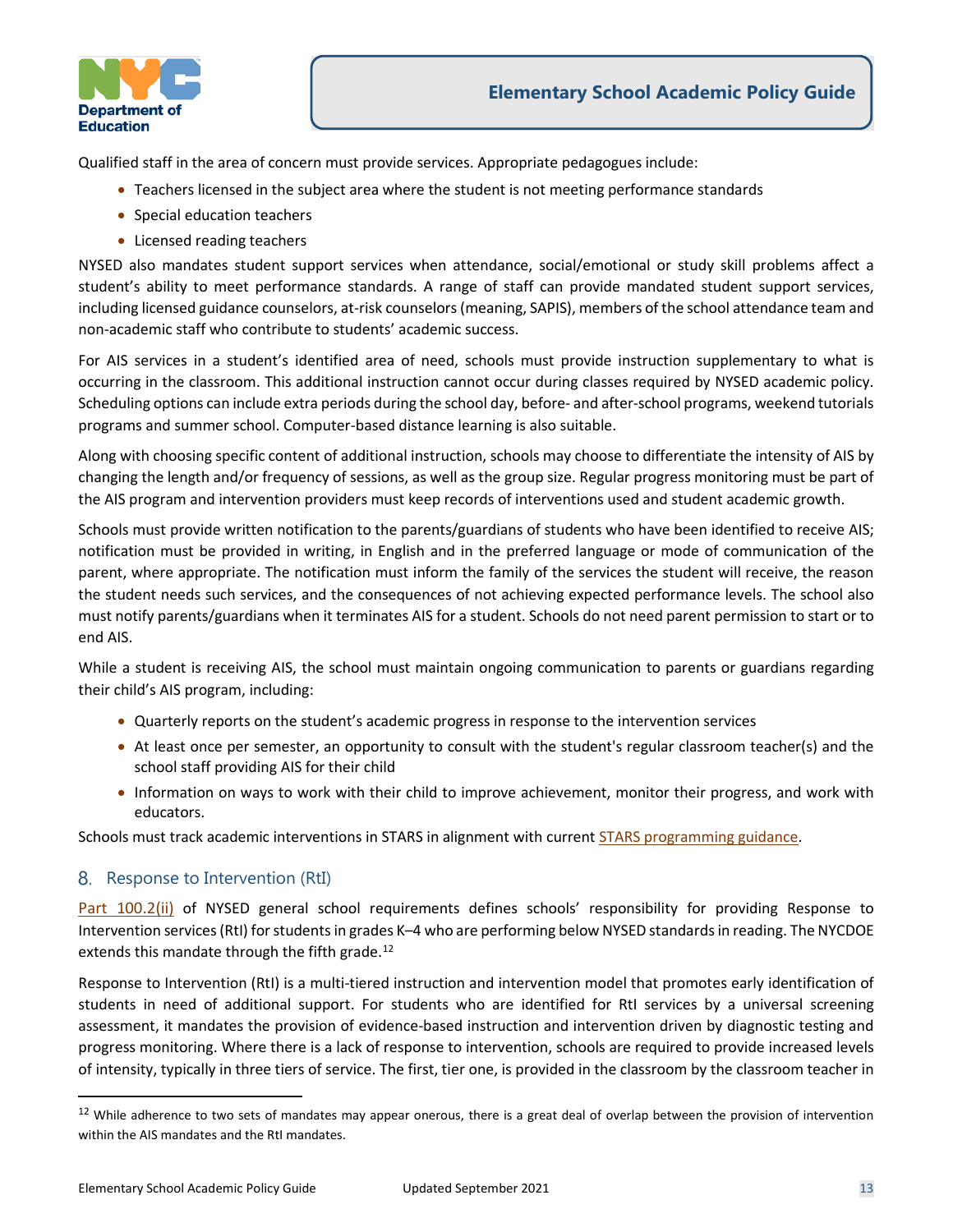Qualified staff in the area of concern must provide services. Appropriate pedagogues include:

- Teachers licensed in the subject area where the student is not meeting performance standards
- Special education teachers
- Licensed reading teachers

NYSED also mandates student support services when attendance, social/emotional or study skill problems affect a student's ability to meet performance standards. A range of staff can provide mandated student support services, including licensed guidance counselors, at-risk counselors (meaning, SAPIS), members of the school attendance team and non-academic staff who contribute to students' academic success.

For AIS services in a student's identified area of need, schools must provide instruction supplementary to what is occurring in the classroom. This additional instruction cannot occur during classes required by NYSED academic policy. Scheduling options can include extra periods during the school day, before- and after-school programs, weekend tutorials programs and summer school. Computer-based distance learning is also suitable.

Along with choosing specific content of additional instruction, schools may choose to differentiate the intensity of AIS by changing the length and/or frequency of sessions, as well as the group size. Regular progress monitoring must be part of the AIS program and intervention providers must keep records of interventions used and student academic growth.

Schools must provide written notification to the parents/guardians of students who have been identified to receive AIS; notification must be provided in writing, in English and in the preferred language or mode of communication of the parent, where appropriate. The notification must inform the family of the services the student will receive, the reason the student needs such services, and the consequences of not achieving expected performance levels. The school also must notify parents/guardians when it terminates AIS for a student. Schools do not need parent permission to start or to end AIS.

While a student is receiving AIS, the school must maintain ongoing communication to parents or guardians regarding their child's AIS program, including:

- Quarterly reports on the student's academic progress in response to the intervention services
- At least once per semester, an opportunity to consult with the student's regular classroom teacher(s) and the school staff providing AIS for their child
- Information on ways to work with their child to improve achievement, monitor their progress, and work with educators.

Schools must track academic interventions in STARS in alignment with current STARS programming guidance.

## 8. Response to Intervention (RtI)

Part 100.2(ii) of NYSED general school requirements defines schools' responsibility for providing Response to Intervention services (RtI) for students in grades K–4 who are performing below NYSED standards in reading. The NYCDOE extends this mandate through the fifth grade.[12]

Response to Intervention (RtI) is a multi-tiered instruction and intervention model that promotes early identification of students in need of additional support. For students who are identified for RtI services by a universal screening assessment, it mandates the provision of evidence-based instruction and intervention driven by diagnostic testing and progress monitoring. Where there is a lack of response to intervention, schools are required to provide increased levels of intensity, typically in three tiers of service. The first, tier one, is provided in the classroom by the classroom teacher in

[12] While adherence to two sets of mandates may appear onerous, there is a great deal of overlap between the provision of intervention within the AIS mandates and the RtI mandates.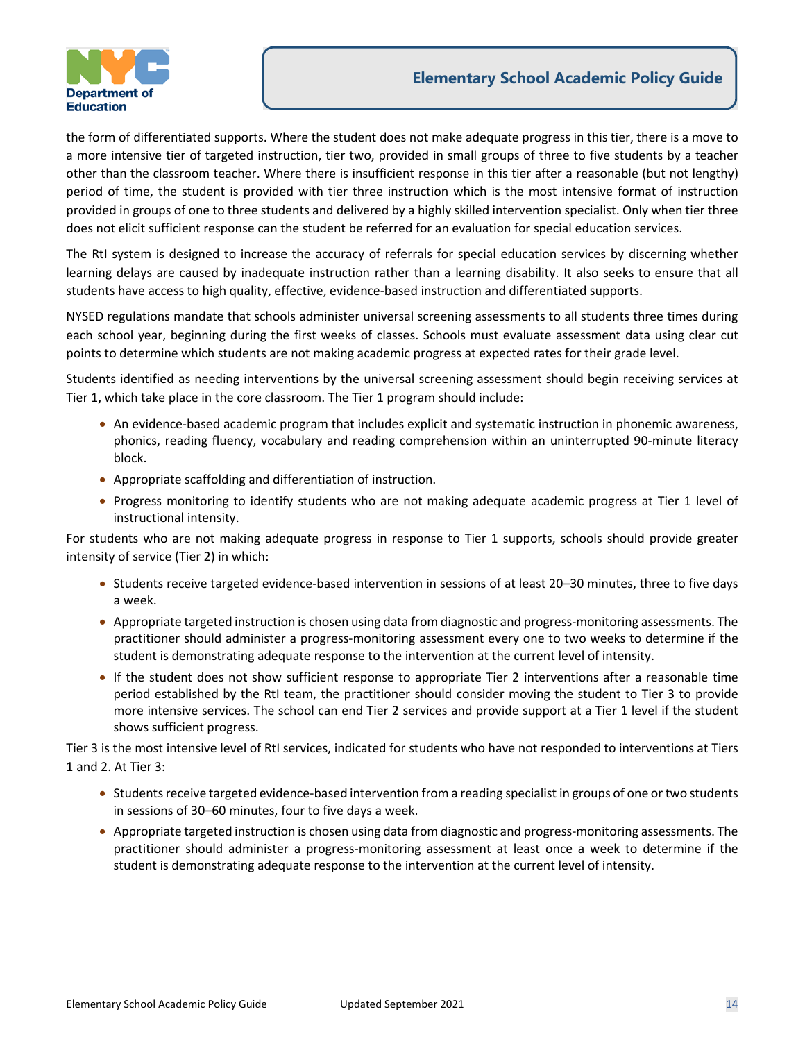the form of differentiated supports. Where the student does not make adequate progress in this tier, there is a move to a more intensive tier of targeted instruction, tier two, provided in small groups of three to five students by a teacher other than the classroom teacher. Where there is insufficient response in this tier after a reasonable (but not lengthy) period of time, the student is provided with tier three instruction which is the most intensive format of instruction provided in groups of one to three students and delivered by a highly skilled intervention specialist. Only when tier three does not elicit sufficient response can the student be referred for an evaluation for special education services.

The RtI system is designed to increase the accuracy of referrals for special education services by discerning whether learning delays are caused by inadequate instruction rather than a learning disability. It also seeks to ensure that all students have access to high quality, effective, evidence-based instruction and differentiated supports.

NYSED regulations mandate that schools administer universal screening assessments to all students three times during each school year, beginning during the first weeks of classes. Schools must evaluate assessment data using clear cut points to determine which students are not making academic progress at expected rates for their grade level.

Students identified as needing interventions by the universal screening assessment should begin receiving services at Tier 1, which take place in the core classroom. The Tier 1 program should include:

- An evidence-based academic program that includes explicit and systematic instruction in phonemic awareness, phonics, reading fluency, vocabulary and reading comprehension within an uninterrupted 90-minute literacy block.
- Appropriate scaffolding and differentiation of instruction.
- Progress monitoring to identify students who are not making adequate academic progress at Tier 1 level of instructional intensity.

For students who are not making adequate progress in response to Tier 1 supports, schools should provide greater intensity of service (Tier 2) in which:

- Students receive targeted evidence-based intervention in sessions of at least 20–30 minutes, three to five days a week.
- Appropriate targeted instruction is chosen using data from diagnostic and progress-monitoring assessments. The practitioner should administer a progress-monitoring assessment every one to two weeks to determine if the student is demonstrating adequate response to the intervention at the current level of intensity.
- If the student does not show sufficient response to appropriate Tier 2 interventions after a reasonable time period established by the RtI team, the practitioner should consider moving the student to Tier 3 to provide more intensive services. The school can end Tier 2 services and provide support at a Tier 1 level if the student shows sufficient progress.

Tier 3 is the most intensive level of RtI services, indicated for students who have not responded to interventions at Tiers 1 and 2. At Tier 3:

- Students receive targeted evidence-based intervention from a reading specialist in groups of one or two students in sessions of 30–60 minutes, four to five days a week.
- Appropriate targeted instruction is chosen using data from diagnostic and progress-monitoring assessments. The practitioner should administer a progress-monitoring assessment at least once a week to determine if the student is demonstrating adequate response to the intervention at the current level of intensity.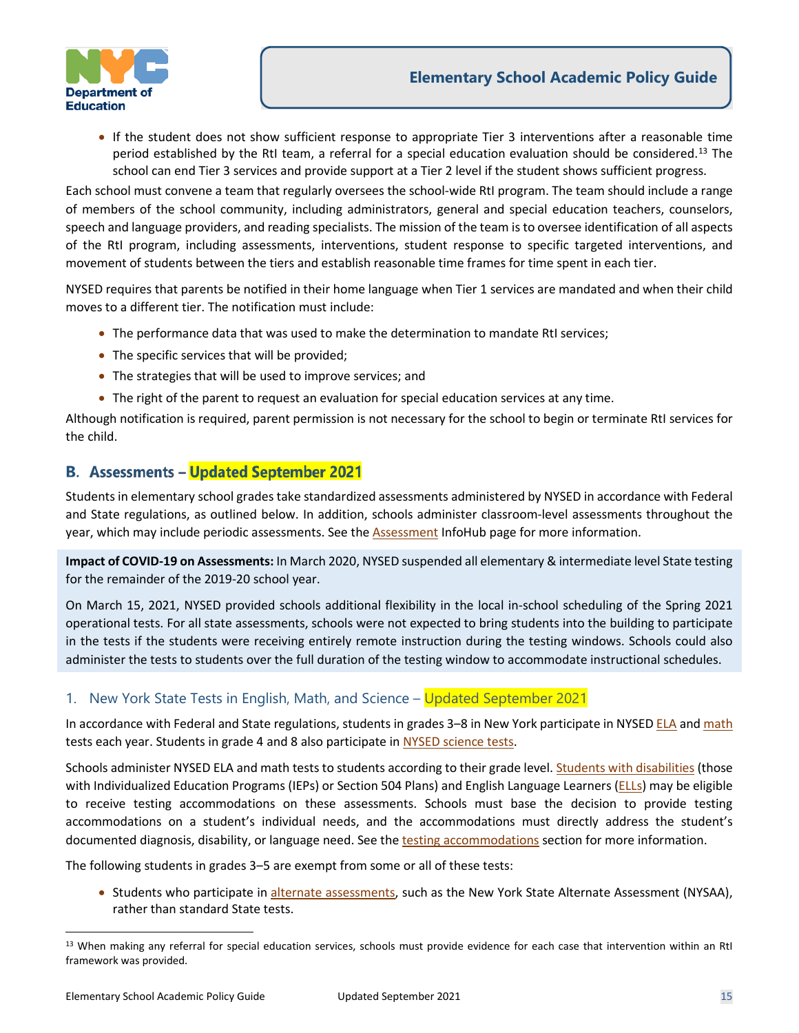- If the student does not show sufficient response to appropriate Tier 3 interventions after a reasonable time period established by the RtI team, a referral for a special education evaluation should be considered.[13] The school can end Tier 3 services and provide support at a Tier 2 level if the student shows sufficient progress.

Each school must convene a team that regularly oversees the school-wide RtI program. The team should include a range of members of the school community, including administrators, general and special education teachers, counselors, speech and language providers, and reading specialists. The mission of the team is to oversee identification of all aspects of the RtI program, including assessments, interventions, student response to specific targeted interventions, and movement of students between the tiers and establish reasonable time frames for time spent in each tier.

NYSED requires that parents be notified in their home language when Tier 1 services are mandated and when their child moves to a different tier. The notification must include:

- The performance data that was used to make the determination to mandate RtI services;
- The specific services that will be provided;
- The strategies that will be used to improve services; and
- The right of the parent to request an evaluation for special education services at any time.

Although notification is required, parent permission is not necessary for the school to begin or terminate RtI services for the child.

## B. Assessments – Updated September 2021

Students in elementary school grades take standardized assessments administered by NYSED in accordance with Federal and State regulations, as outlined below. In addition, schools administer classroom-level assessments throughout the year, which may include periodic assessments. See the Assessment InfoHub page for more information.

**Impact of COVID-19 on Assessments:** In March 2020, NYSED suspended all elementary & intermediate level State testing for the remainder of the 2019-20 school year.

On March 15, 2021, NYSED provided schools additional flexibility in the local in-school scheduling of the Spring 2021 operational tests. For all state assessments, schools were not expected to bring students into the building to participate in the tests if the students were receiving entirely remote instruction during the testing windows. Schools could also administer the tests to students over the full duration of the testing window to accommodate instructional schedules.

### 1. New York State Tests in English, Math, and Science – Updated September 2021

In accordance with Federal and State regulations, students in grades 3–8 in New York participate in NYSED ELA and math tests each year. Students in grade 4 and 8 also participate in NYSED science tests.

Schools administer NYSED ELA and math tests to students according to their grade level. Students with disabilities (those with Individualized Education Programs (IEPs) or Section 504 Plans) and English Language Learners (ELLs) may be eligible to receive testing accommodations on these assessments. Schools must base the decision to provide testing accommodations on a student's individual needs, and the accommodations must directly address the student's documented diagnosis, disability, or language need. See the testing accommodations section for more information.

The following students in grades 3–5 are exempt from some or all of these tests:

- Students who participate in alternate assessments, such as the New York State Alternate Assessment (NYSAA), rather than standard State tests.

[13] When making any referral for special education services, schools must provide evidence for each case that intervention within an RtI framework was provided.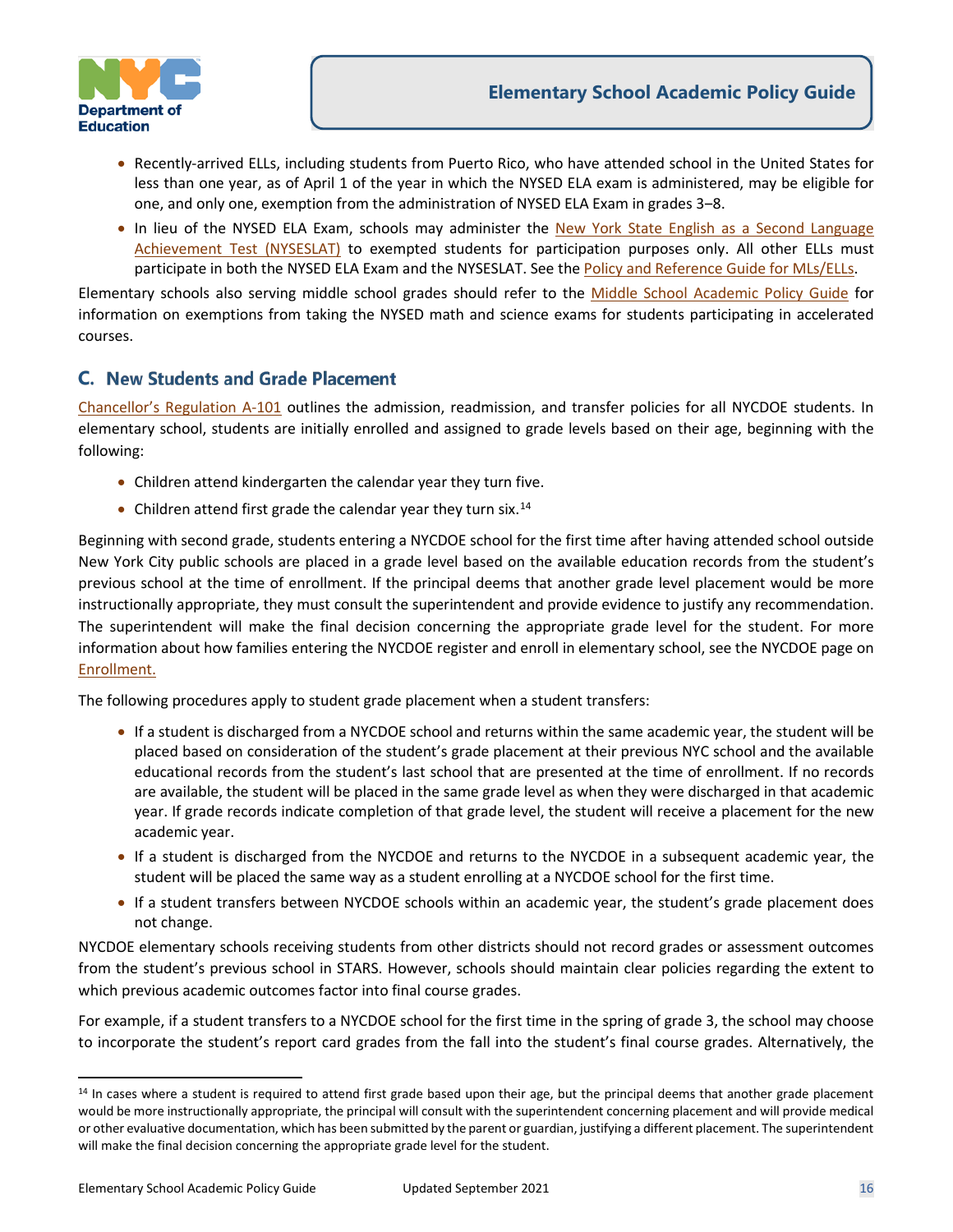- Recently-arrived ELLs, including students from Puerto Rico, who have attended school in the United States for less than one year, as of April 1 of the year in which the NYSED ELA exam is administered, may be eligible for one, and only one, exemption from the administration of NYSED ELA Exam in grades 3–8.
- In lieu of the NYSED ELA Exam, schools may administer the New York State English as a Second Language Achievement Test (NYSESLAT) to exempted students for participation purposes only. All other ELLs must participate in both the NYSED ELA Exam and the NYSESLAT. See the Policy and Reference Guide for MLs/ELLs.

Elementary schools also serving middle school grades should refer to the Middle School Academic Policy Guide for information on exemptions from taking the NYSED math and science exams for students participating in accelerated courses.

## C. New Students and Grade Placement

Chancellor's Regulation A-101 outlines the admission, readmission, and transfer policies for all NYCDOE students. In elementary school, students are initially enrolled and assigned to grade levels based on their age, beginning with the following:

- Children attend kindergarten the calendar year they turn five.
- Children attend first grade the calendar year they turn six.[14]

Beginning with second grade, students entering a NYCDOE school for the first time after having attended school outside New York City public schools are placed in a grade level based on the available education records from the student's previous school at the time of enrollment. If the principal deems that another grade level placement would be more instructionally appropriate, they must consult the superintendent and provide evidence to justify any recommendation. The superintendent will make the final decision concerning the appropriate grade level for the student. For more information about how families entering the NYCDOE register and enroll in elementary school, see the NYCDOE page on Enrollment.

The following procedures apply to student grade placement when a student transfers:

- If a student is discharged from a NYCDOE school and returns within the same academic year, the student will be placed based on consideration of the student's grade placement at their previous NYC school and the available educational records from the student's last school that are presented at the time of enrollment. If no records are available, the student will be placed in the same grade level as when they were discharged in that academic year. If grade records indicate completion of that grade level, the student will receive a placement for the new academic year.
- If a student is discharged from the NYCDOE and returns to the NYCDOE in a subsequent academic year, the student will be placed the same way as a student enrolling at a NYCDOE school for the first time.
- If a student transfers between NYCDOE schools within an academic year, the student's grade placement does not change.

NYCDOE elementary schools receiving students from other districts should not record grades or assessment outcomes from the student's previous school in STARS. However, schools should maintain clear policies regarding the extent to which previous academic outcomes factor into final course grades.

For example, if a student transfers to a NYCDOE school for the first time in the spring of grade 3, the school may choose to incorporate the student's report card grades from the fall into the student's final course grades. Alternatively, the

[14] In cases where a student is required to attend first grade based upon their age, but the principal deems that another grade placement would be more instructionally appropriate, the principal will consult with the superintendent concerning placement and will provide medical or other evaluative documentation, which has been submitted by the parent or guardian, justifying a different placement. The superintendent will make the final decision concerning the appropriate grade level for the student.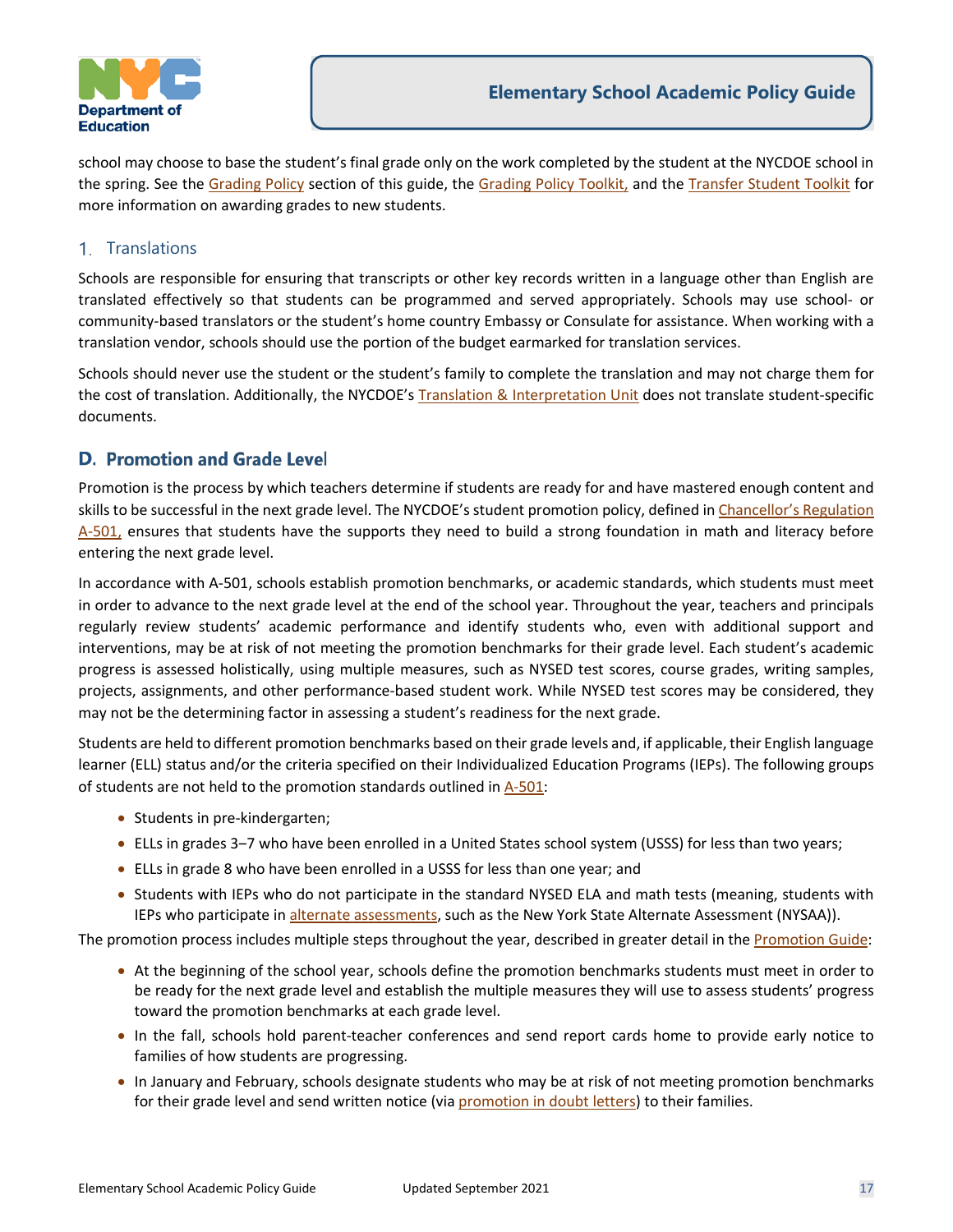school may choose to base the student's final grade only on the work completed by the student at the NYCDOE school in the spring. See the Grading Policy section of this guide, the Grading Policy Toolkit, and the Transfer Student Toolkit for more information on awarding grades to new students.

### 1. Translations

Schools are responsible for ensuring that transcripts or other key records written in a language other than English are translated effectively so that students can be programmed and served appropriately. Schools may use school- or community-based translators or the student's home country Embassy or Consulate for assistance. When working with a translation vendor, schools should use the portion of the budget earmarked for translation services.

Schools should never use the student or the student's family to complete the translation and may not charge them for the cost of translation. Additionally, the NYCDOE's Translation & Interpretation Unit does not translate student-specific documents.

## D. Promotion and Grade Level

Promotion is the process by which teachers determine if students are ready for and have mastered enough content and skills to be successful in the next grade level. The NYCDOE's student promotion policy, defined in Chancellor's Regulation A-501, ensures that students have the supports they need to build a strong foundation in math and literacy before entering the next grade level.

In accordance with A-501, schools establish promotion benchmarks, or academic standards, which students must meet in order to advance to the next grade level at the end of the school year. Throughout the year, teachers and principals regularly review students' academic performance and identify students who, even with additional support and interventions, may be at risk of not meeting the promotion benchmarks for their grade level. Each student's academic progress is assessed holistically, using multiple measures, such as NYSED test scores, course grades, writing samples, projects, assignments, and other performance-based student work. While NYSED test scores may be considered, they may not be the determining factor in assessing a student's readiness for the next grade.

Students are held to different promotion benchmarks based on their grade levels and, if applicable, their English language learner (ELL) status and/or the criteria specified on their Individualized Education Programs (IEPs). The following groups of students are not held to the promotion standards outlined in A-501:

- Students in pre-kindergarten;
- ELLs in grades 3–7 who have been enrolled in a United States school system (USSS) for less than two years;
- ELLs in grade 8 who have been enrolled in a USSS for less than one year; and
- Students with IEPs who do not participate in the standard NYSED ELA and math tests (meaning, students with IEPs who participate in alternate assessments, such as the New York State Alternate Assessment (NYSAA)).

The promotion process includes multiple steps throughout the year, described in greater detail in the Promotion Guide:

- At the beginning of the school year, schools define the promotion benchmarks students must meet in order to be ready for the next grade level and establish the multiple measures they will use to assess students' progress toward the promotion benchmarks at each grade level.
- In the fall, schools hold parent-teacher conferences and send report cards home to provide early notice to families of how students are progressing.
- In January and February, schools designate students who may be at risk of not meeting promotion benchmarks for their grade level and send written notice (via promotion in doubt letters) to their families.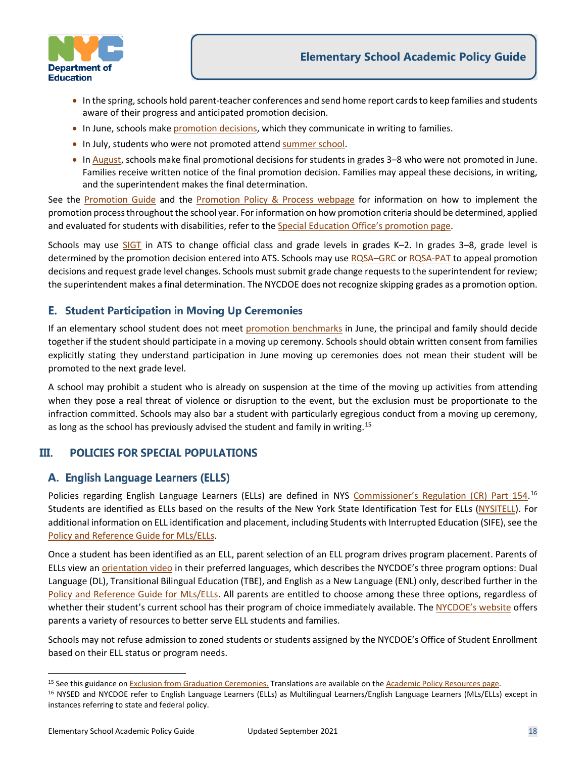- In the spring, schools hold parent-teacher conferences and send home report cards to keep families and students aware of their progress and anticipated promotion decision.
- In June, schools make promotion decisions, which they communicate in writing to families.
- In July, students who were not promoted attend summer school.
- In August, schools make final promotional decisions for students in grades 3–8 who were not promoted in June. Families receive written notice of the final promotion decision. Families may appeal these decisions, in writing, and the superintendent makes the final determination.

See the Promotion Guide and the Promotion Policy & Process webpage for information on how to implement the promotion process throughout the school year. For information on how promotion criteria should be determined, applied and evaluated for students with disabilities, refer to the Special Education Office's promotion page.

Schools may use SIGT in ATS to change official class and grade levels in grades K–2. In grades 3–8, grade level is determined by the promotion decision entered into ATS. Schools may use RQSA–GRC or RQSA-PAT to appeal promotion decisions and request grade level changes. Schools must submit grade change requests to the superintendent for review; the superintendent makes a final determination. The NYCDOE does not recognize skipping grades as a promotion option.

## E. Student Participation in Moving Up Ceremonies

If an elementary school student does not meet promotion benchmarks in June, the principal and family should decide together if the student should participate in a moving up ceremony. Schools should obtain written consent from families explicitly stating they understand participation in June moving up ceremonies does not mean their student will be promoted to the next grade level.

A school may prohibit a student who is already on suspension at the time of the moving up activities from attending when they pose a real threat of violence or disruption to the event, but the exclusion must be proportionate to the infraction committed. Schools may also bar a student with particularly egregious conduct from a moving up ceremony, as long as the school has previously advised the student and family in writing.[15]

# III. POLICIES FOR SPECIAL POPULATIONS

## A. English Language Learners (ELLS)

Policies regarding English Language Learners (ELLs) are defined in NYS Commissioner's Regulation (CR) Part 154.[16] Students are identified as ELLs based on the results of the New York State Identification Test for ELLs (NYSITELL). For additional information on ELL identification and placement, including Students with Interrupted Education (SIFE), see the Policy and Reference Guide for MLs/ELLs.

Once a student has been identified as an ELL, parent selection of an ELL program drives program placement. Parents of ELLs view an orientation video in their preferred languages, which describes the NYCDOE's three program options: Dual Language (DL), Transitional Bilingual Education (TBE), and English as a New Language (ENL) only, described further in the Policy and Reference Guide for MLs/ELLs. All parents are entitled to choose among these three options, regardless of whether their student's current school has their program of choice immediately available. The NYCDOE's website offers parents a variety of resources to better serve ELL students and families.

Schools may not refuse admission to zoned students or students assigned by the NYCDOE's Office of Student Enrollment based on their ELL status or program needs.

---

[15] See this guidance on Exclusion from Graduation Ceremonies. Translations are available on the Academic Policy Resources page.

[16] NYSED and NYCDOE refer to English Language Learners (ELLs) as Multilingual Learners/English Language Learners (MLs/ELLs) except in instances referring to state and federal policy.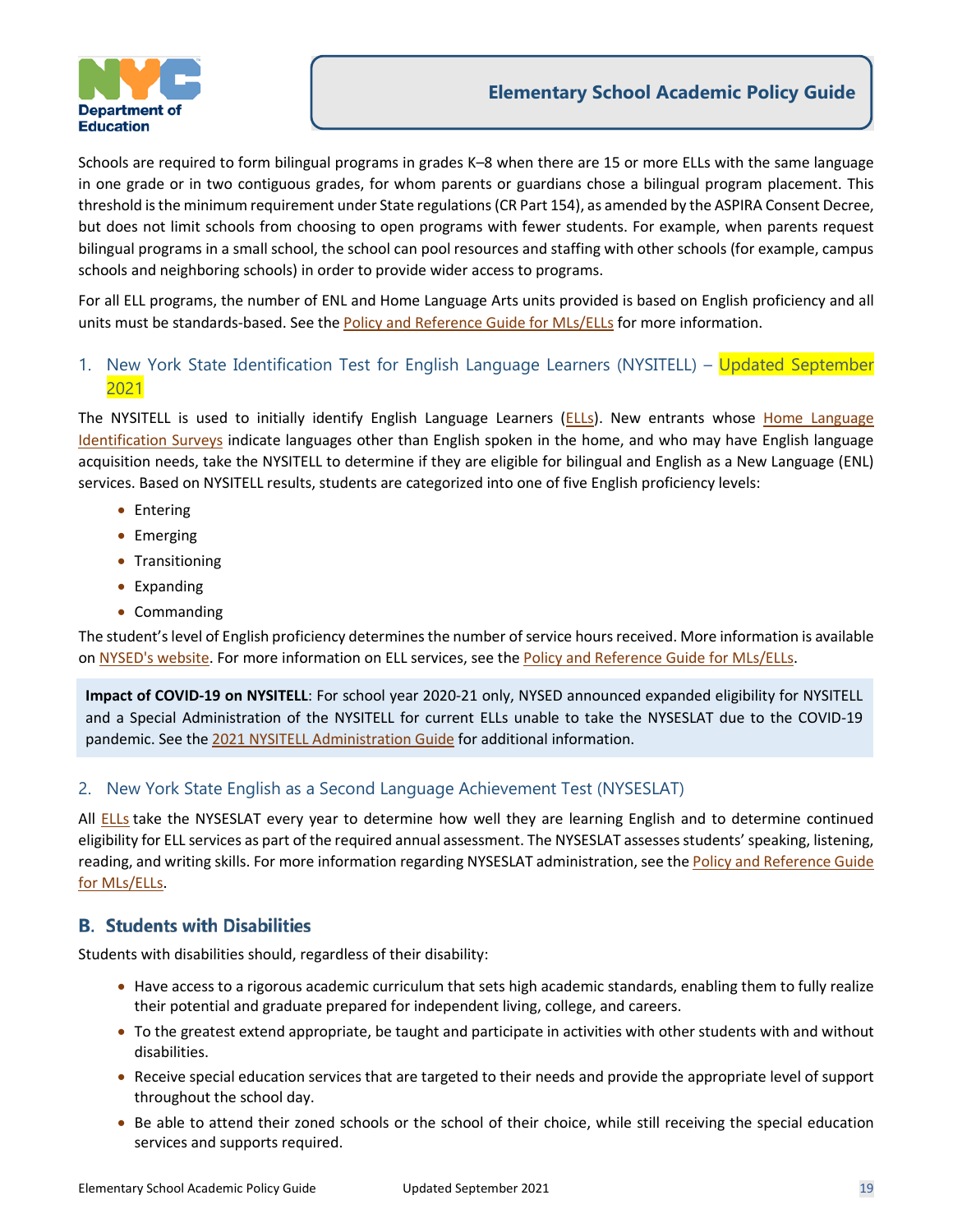Schools are required to form bilingual programs in grades K–8 when there are 15 or more ELLs with the same language in one grade or in two contiguous grades, for whom parents or guardians chose a bilingual program placement. This threshold is the minimum requirement under State regulations (CR Part 154), as amended by the ASPIRA Consent Decree, but does not limit schools from choosing to open programs with fewer students. For example, when parents request bilingual programs in a small school, the school can pool resources and staffing with other schools (for example, campus schools and neighboring schools) in order to provide wider access to programs.

For all ELL programs, the number of ENL and Home Language Arts units provided is based on English proficiency and all units must be standards-based. See the Policy and Reference Guide for MLs/ELLs for more information.

### 1. New York State Identification Test for English Language Learners (NYSITELL) – Updated September 2021

The NYSITELL is used to initially identify English Language Learners (ELLs). New entrants whose Home Language Identification Surveys indicate languages other than English spoken in the home, and who may have English language acquisition needs, take the NYSITELL to determine if they are eligible for bilingual and English as a New Language (ENL) services. Based on NYSITELL results, students are categorized into one of five English proficiency levels:

- Entering
- Emerging
- Transitioning
- Expanding
- Commanding

The student's level of English proficiency determines the number of service hours received. More information is available on NYSED's website. For more information on ELL services, see the Policy and Reference Guide for MLs/ELLs.

> **Impact of COVID-19 on NYSITELL**: For school year 2020-21 only, NYSED announced expanded eligibility for NYSITELL and a Special Administration of the NYSITELL for current ELLs unable to take the NYSESLAT due to the COVID-19 pandemic. See the 2021 NYSITELL Administration Guide for additional information.

### 2. New York State English as a Second Language Achievement Test (NYSESLAT)

All ELLs take the NYSESLAT every year to determine how well they are learning English and to determine continued eligibility for ELL services as part of the required annual assessment. The NYSESLAT assesses students' speaking, listening, reading, and writing skills. For more information regarding NYSESLAT administration, see the Policy and Reference Guide for MLs/ELLs.

## B. Students with Disabilities

Students with disabilities should, regardless of their disability:

- Have access to a rigorous academic curriculum that sets high academic standards, enabling them to fully realize their potential and graduate prepared for independent living, college, and careers.
- To the greatest extend appropriate, be taught and participate in activities with other students with and without disabilities.
- Receive special education services that are targeted to their needs and provide the appropriate level of support throughout the school day.
- Be able to attend their zoned schools or the school of their choice, while still receiving the special education services and supports required.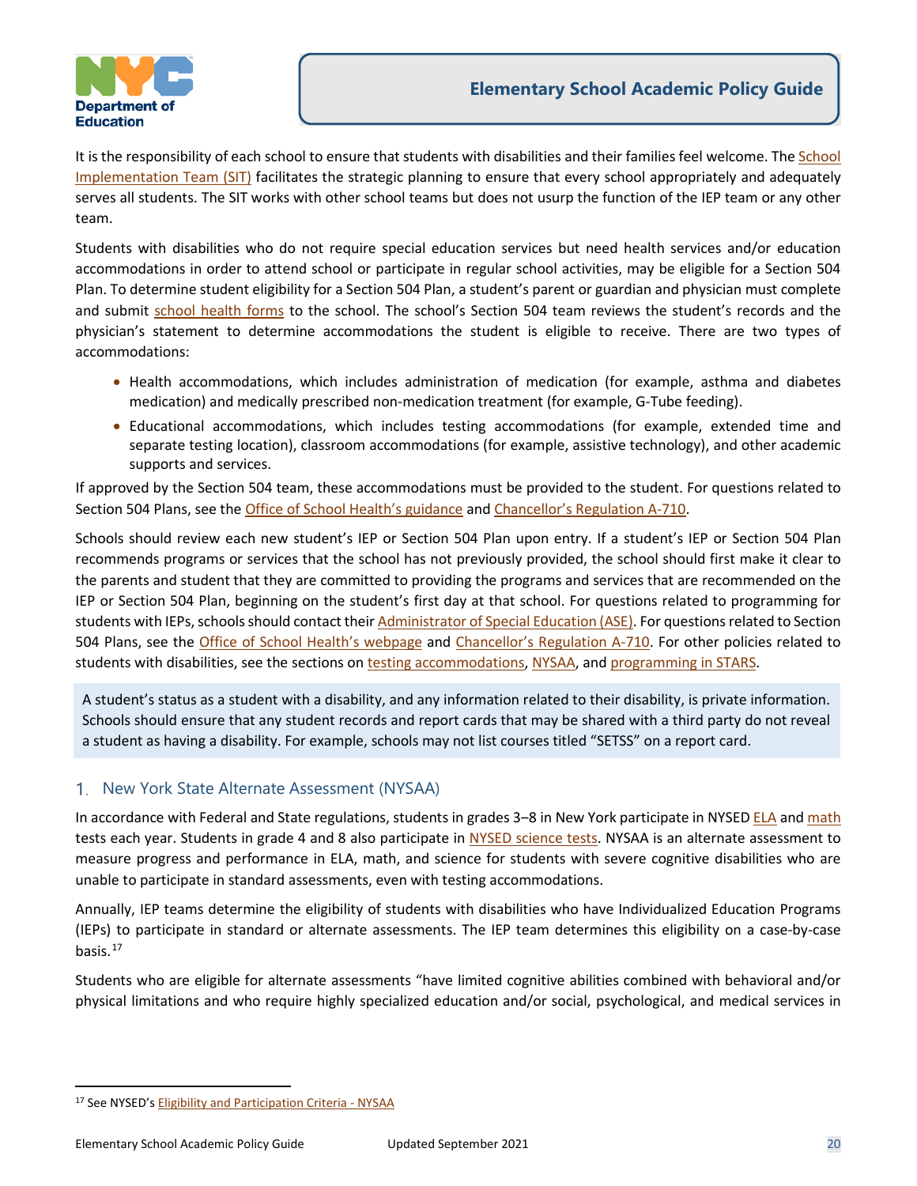It is the responsibility of each school to ensure that students with disabilities and their families feel welcome. The School Implementation Team (SIT) facilitates the strategic planning to ensure that every school appropriately and adequately serves all students. The SIT works with other school teams but does not usurp the function of the IEP team or any other team.

Students with disabilities who do not require special education services but need health services and/or education accommodations in order to attend school or participate in regular school activities, may be eligible for a Section 504 Plan. To determine student eligibility for a Section 504 Plan, a student's parent or guardian and physician must complete and submit school health forms to the school. The school's Section 504 team reviews the student's records and the physician's statement to determine accommodations the student is eligible to receive. There are two types of accommodations:

- Health accommodations, which includes administration of medication (for example, asthma and diabetes medication) and medically prescribed non-medication treatment (for example, G-Tube feeding).
- Educational accommodations, which includes testing accommodations (for example, extended time and separate testing location), classroom accommodations (for example, assistive technology), and other academic supports and services.

If approved by the Section 504 team, these accommodations must be provided to the student. For questions related to Section 504 Plans, see the Office of School Health's guidance and Chancellor's Regulation A-710.

Schools should review each new student's IEP or Section 504 Plan upon entry. If a student's IEP or Section 504 Plan recommends programs or services that the school has not previously provided, the school should first make it clear to the parents and student that they are committed to providing the programs and services that are recommended on the IEP or Section 504 Plan, beginning on the student's first day at that school. For questions related to programming for students with IEPs, schools should contact their Administrator of Special Education (ASE). For questions related to Section 504 Plans, see the Office of School Health's webpage and Chancellor's Regulation A-710. For other policies related to students with disabilities, see the sections on testing accommodations, NYSAA, and programming in STARS.

> A student's status as a student with a disability, and any information related to their disability, is private information. Schools should ensure that any student records and report cards that may be shared with a third party do not reveal a student as having a disability. For example, schools may not list courses titled "SETSS" on a report card.

## 1. New York State Alternate Assessment (NYSAA)

In accordance with Federal and State regulations, students in grades 3–8 in New York participate in NYSED ELA and math tests each year. Students in grade 4 and 8 also participate in NYSED science tests. NYSAA is an alternate assessment to measure progress and performance in ELA, math, and science for students with severe cognitive disabilities who are unable to participate in standard assessments, even with testing accommodations.

Annually, IEP teams determine the eligibility of students with disabilities who have Individualized Education Programs (IEPs) to participate in standard or alternate assessments. The IEP team determines this eligibility on a case-by-case basis.[17]

Students who are eligible for alternate assessments "have limited cognitive abilities combined with behavioral and/or physical limitations and who require highly specialized education and/or social, psychological, and medical services in

[17] See NYSED's Eligibility and Participation Criteria - NYSAA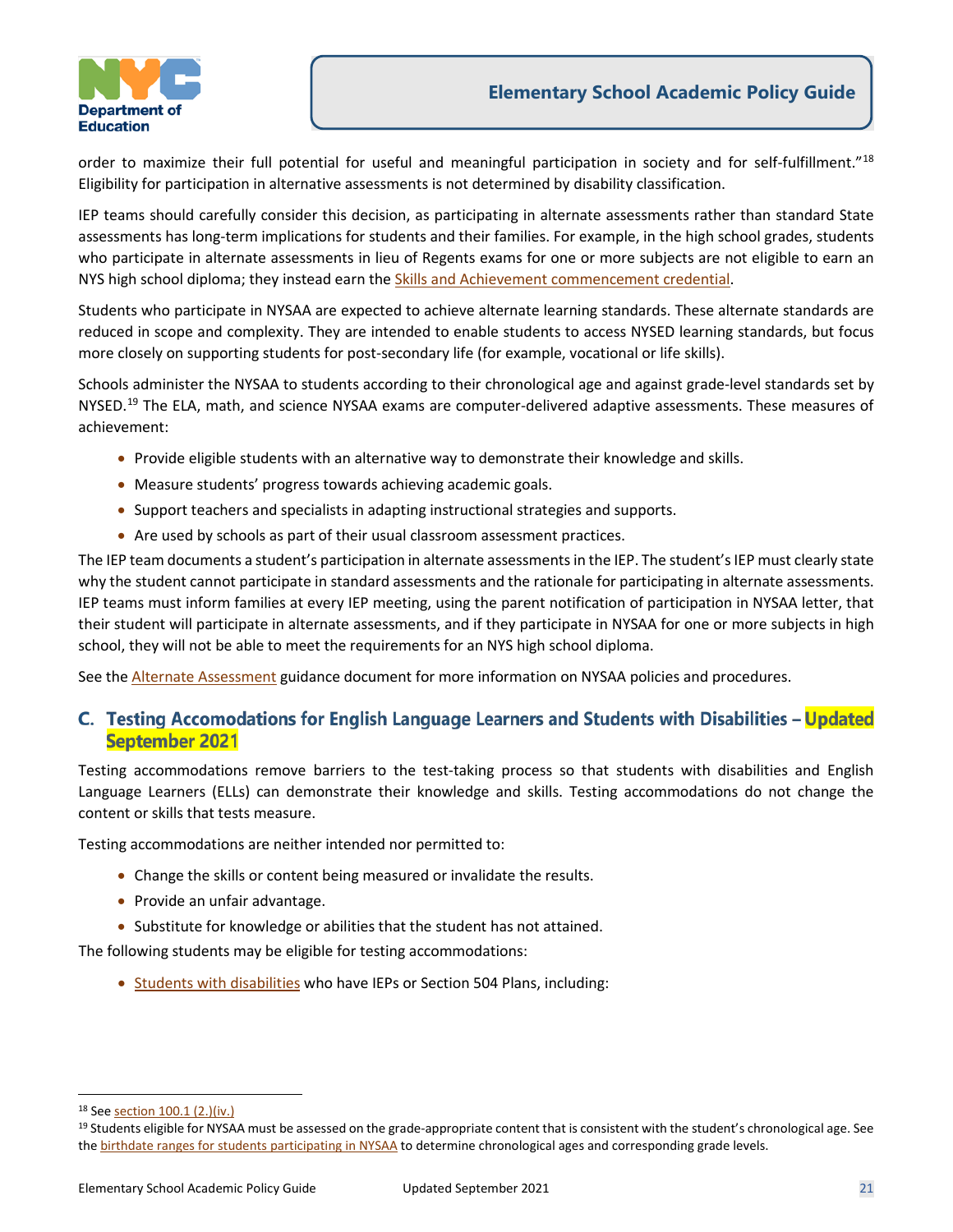order to maximize their full potential for useful and meaningful participation in society and for self-fulfillment."[18] Eligibility for participation in alternative assessments is not determined by disability classification.

IEP teams should carefully consider this decision, as participating in alternate assessments rather than standard State assessments has long-term implications for students and their families. For example, in the high school grades, students who participate in alternate assessments in lieu of Regents exams for one or more subjects are not eligible to earn an NYS high school diploma; they instead earn the Skills and Achievement commencement credential.

Students who participate in NYSAA are expected to achieve alternate learning standards. These alternate standards are reduced in scope and complexity. They are intended to enable students to access NYSED learning standards, but focus more closely on supporting students for post-secondary life (for example, vocational or life skills).

Schools administer the NYSAA to students according to their chronological age and against grade-level standards set by NYSED.[19] The ELA, math, and science NYSAA exams are computer-delivered adaptive assessments. These measures of achievement:

- Provide eligible students with an alternative way to demonstrate their knowledge and skills.
- Measure students' progress towards achieving academic goals.
- Support teachers and specialists in adapting instructional strategies and supports.
- Are used by schools as part of their usual classroom assessment practices.

The IEP team documents a student's participation in alternate assessments in the IEP. The student's IEP must clearly state why the student cannot participate in standard assessments and the rationale for participating in alternate assessments. IEP teams must inform families at every IEP meeting, using the parent notification of participation in NYSAA letter, that their student will participate in alternate assessments, and if they participate in NYSAA for one or more subjects in high school, they will not be able to meet the requirements for an NYS high school diploma.

See the Alternate Assessment guidance document for more information on NYSAA policies and procedures.

## C. Testing Accomodations for English Language Learners and Students with Disabilities – Updated September 2021

Testing accommodations remove barriers to the test-taking process so that students with disabilities and English Language Learners (ELLs) can demonstrate their knowledge and skills. Testing accommodations do not change the content or skills that tests measure.

Testing accommodations are neither intended nor permitted to:

- Change the skills or content being measured or invalidate the results.
- Provide an unfair advantage.
- Substitute for knowledge or abilities that the student has not attained.

The following students may be eligible for testing accommodations:

- Students with disabilities who have IEPs or Section 504 Plans, including:

---

[18] See section 100.1 (2.)(iv.)

[19] Students eligible for NYSAA must be assessed on the grade-appropriate content that is consistent with the student's chronological age. See the birthdate ranges for students participating in NYSAA to determine chronological ages and corresponding grade levels.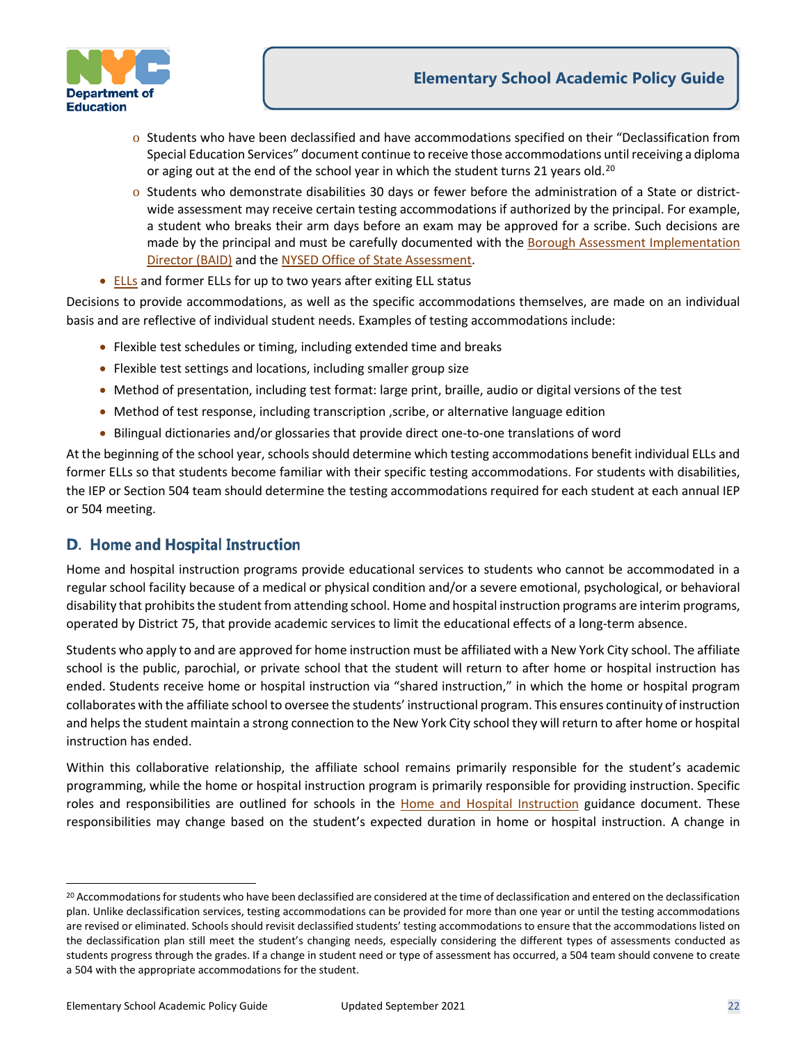- Students who have been declassified and have accommodations specified on their "Declassification from Special Education Services" document continue to receive those accommodations until receiving a diploma or aging out at the end of the school year in which the student turns 21 years old.[20]
  - Students who demonstrate disabilities 30 days or fewer before the administration of a State or district-wide assessment may receive certain testing accommodations if authorized by the principal. For example, a student who breaks their arm days before an exam may be approved for a scribe. Such decisions are made by the principal and must be carefully documented with the Borough Assessment Implementation Director (BAID) and the NYSED Office of State Assessment.
- ELLs and former ELLs for up to two years after exiting ELL status

Decisions to provide accommodations, as well as the specific accommodations themselves, are made on an individual basis and are reflective of individual student needs. Examples of testing accommodations include:

- Flexible test schedules or timing, including extended time and breaks
- Flexible test settings and locations, including smaller group size
- Method of presentation, including test format: large print, braille, audio or digital versions of the test
- Method of test response, including transcription ,scribe, or alternative language edition
- Bilingual dictionaries and/or glossaries that provide direct one-to-one translations of word

At the beginning of the school year, schools should determine which testing accommodations benefit individual ELLs and former ELLs so that students become familiar with their specific testing accommodations. For students with disabilities, the IEP or Section 504 team should determine the testing accommodations required for each student at each annual IEP or 504 meeting.

## D. Home and Hospital Instruction

Home and hospital instruction programs provide educational services to students who cannot be accommodated in a regular school facility because of a medical or physical condition and/or a severe emotional, psychological, or behavioral disability that prohibits the student from attending school. Home and hospital instruction programs are interim programs, operated by District 75, that provide academic services to limit the educational effects of a long-term absence.

Students who apply to and are approved for home instruction must be affiliated with a New York City school. The affiliate school is the public, parochial, or private school that the student will return to after home or hospital instruction has ended. Students receive home or hospital instruction via "shared instruction," in which the home or hospital program collaborates with the affiliate school to oversee the students' instructional program. This ensures continuity of instruction and helps the student maintain a strong connection to the New York City school they will return to after home or hospital instruction has ended.

Within this collaborative relationship, the affiliate school remains primarily responsible for the student's academic programming, while the home or hospital instruction program is primarily responsible for providing instruction. Specific roles and responsibilities are outlined for schools in the Home and Hospital Instruction guidance document. These responsibilities may change based on the student's expected duration in home or hospital instruction. A change in

---

[20] Accommodations for students who have been declassified are considered at the time of declassification and entered on the declassification plan. Unlike declassification services, testing accommodations can be provided for more than one year or until the testing accommodations are revised or eliminated. Schools should revisit declassified students' testing accommodations to ensure that the accommodations listed on the declassification plan still meet the student's changing needs, especially considering the different types of assessments conducted as students progress through the grades. If a change in student need or type of assessment has occurred, a 504 team should convene to create a 504 with the appropriate accommodations for the student.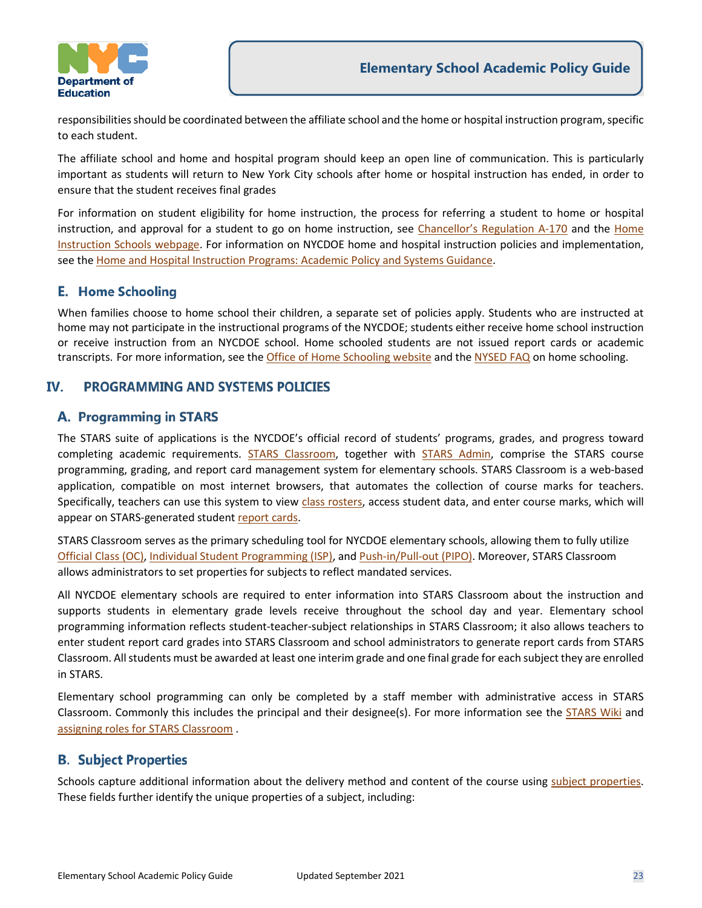responsibilities should be coordinated between the affiliate school and the home or hospital instruction program, specific to each student.

The affiliate school and home and hospital program should keep an open line of communication. This is particularly important as students will return to New York City schools after home or hospital instruction has ended, in order to ensure that the student receives final grades

For information on student eligibility for home instruction, the process for referring a student to home or hospital instruction, and approval for a student to go on home instruction, see Chancellor's Regulation A-170 and the Home Instruction Schools webpage. For information on NYCDOE home and hospital instruction policies and implementation, see the Home and Hospital Instruction Programs: Academic Policy and Systems Guidance.

## E. Home Schooling

When families choose to home school their children, a separate set of policies apply. Students who are instructed at home may not participate in the instructional programs of the NYCDOE; students either receive home school instruction or receive instruction from an NYCDOE school. Home schooled students are not issued report cards or academic transcripts. For more information, see the Office of Home Schooling website and the NYSED FAQ on home schooling.

# IV. PROGRAMMING AND SYSTEMS POLICIES

## A. Programming in STARS

The STARS suite of applications is the NYCDOE's official record of students' programs, grades, and progress toward completing academic requirements. STARS Classroom, together with STARS Admin, comprise the STARS course programming, grading, and report card management system for elementary schools. STARS Classroom is a web-based application, compatible on most internet browsers, that automates the collection of course marks for teachers. Specifically, teachers can use this system to view class rosters, access student data, and enter course marks, which will appear on STARS-generated student report cards.

STARS Classroom serves as the primary scheduling tool for NYCDOE elementary schools, allowing them to fully utilize Official Class (OC), Individual Student Programming (ISP), and Push-in/Pull-out (PIPO). Moreover, STARS Classroom allows administrators to set properties for subjects to reflect mandated services.

All NYCDOE elementary schools are required to enter information into STARS Classroom about the instruction and supports students in elementary grade levels receive throughout the school day and year. Elementary school programming information reflects student-teacher-subject relationships in STARS Classroom; it also allows teachers to enter student report card grades into STARS Classroom and school administrators to generate report cards from STARS Classroom. All students must be awarded at least one interim grade and one final grade for each subject they are enrolled in STARS.

Elementary school programming can only be completed by a staff member with administrative access in STARS Classroom. Commonly this includes the principal and their designee(s). For more information see the STARS Wiki and assigning roles for STARS Classroom .

## B. Subject Properties

Schools capture additional information about the delivery method and content of the course using subject properties. These fields further identify the unique properties of a subject, including: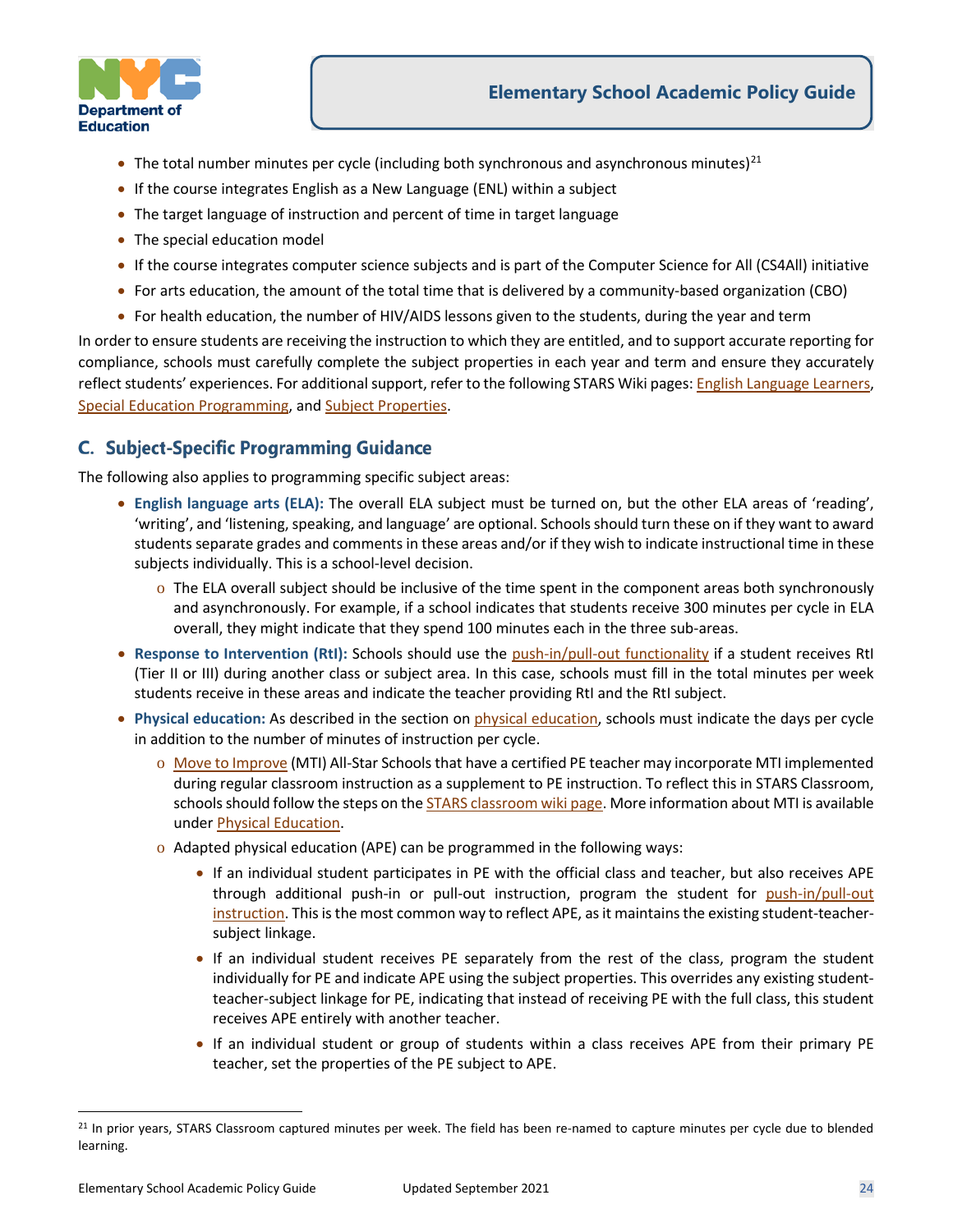- The total number minutes per cycle (including both synchronous and asynchronous minutes)[21]
- If the course integrates English as a New Language (ENL) within a subject
- The target language of instruction and percent of time in target language
- The special education model
- If the course integrates computer science subjects and is part of the Computer Science for All (CS4All) initiative
- For arts education, the amount of the total time that is delivered by a community-based organization (CBO)
- For health education, the number of HIV/AIDS lessons given to the students, during the year and term

In order to ensure students are receiving the instruction to which they are entitled, and to support accurate reporting for compliance, schools must carefully complete the subject properties in each year and term and ensure they accurately reflect students' experiences. For additional support, refer to the following STARS Wiki pages: English Language Learners, Special Education Programming, and Subject Properties.

## C. Subject-Specific Programming Guidance

The following also applies to programming specific subject areas:

- **English language arts (ELA):** The overall ELA subject must be turned on, but the other ELA areas of 'reading', 'writing', and 'listening, speaking, and language' are optional. Schools should turn these on if they want to award students separate grades and comments in these areas and/or if they wish to indicate instructional time in these subjects individually. This is a school-level decision.
  - The ELA overall subject should be inclusive of the time spent in the component areas both synchronously and asynchronously. For example, if a school indicates that students receive 300 minutes per cycle in ELA overall, they might indicate that they spend 100 minutes each in the three sub-areas.
- **Response to Intervention (RtI):** Schools should use the push-in/pull-out functionality if a student receives RtI (Tier II or III) during another class or subject area. In this case, schools must fill in the total minutes per week students receive in these areas and indicate the teacher providing RtI and the RtI subject.
- **Physical education:** As described in the section on physical education, schools must indicate the days per cycle in addition to the number of minutes of instruction per cycle.
  - Move to Improve (MTI) All-Star Schools that have a certified PE teacher may incorporate MTI implemented during regular classroom instruction as a supplement to PE instruction. To reflect this in STARS Classroom, schools should follow the steps on the STARS classroom wiki page. More information about MTI is available under Physical Education.
  - Adapted physical education (APE) can be programmed in the following ways:
    - If an individual student participates in PE with the official class and teacher, but also receives APE through additional push-in or pull-out instruction, program the student for push-in/pull-out instruction. This is the most common way to reflect APE, as it maintains the existing student-teacher-subject linkage.
    - If an individual student receives PE separately from the rest of the class, program the student individually for PE and indicate APE using the subject properties. This overrides any existing student-teacher-subject linkage for PE, indicating that instead of receiving PE with the full class, this student receives APE entirely with another teacher.
    - If an individual student or group of students within a class receives APE from their primary PE teacher, set the properties of the PE subject to APE.

---

[21] In prior years, STARS Classroom captured minutes per week. The field has been re-named to capture minutes per cycle due to blended learning.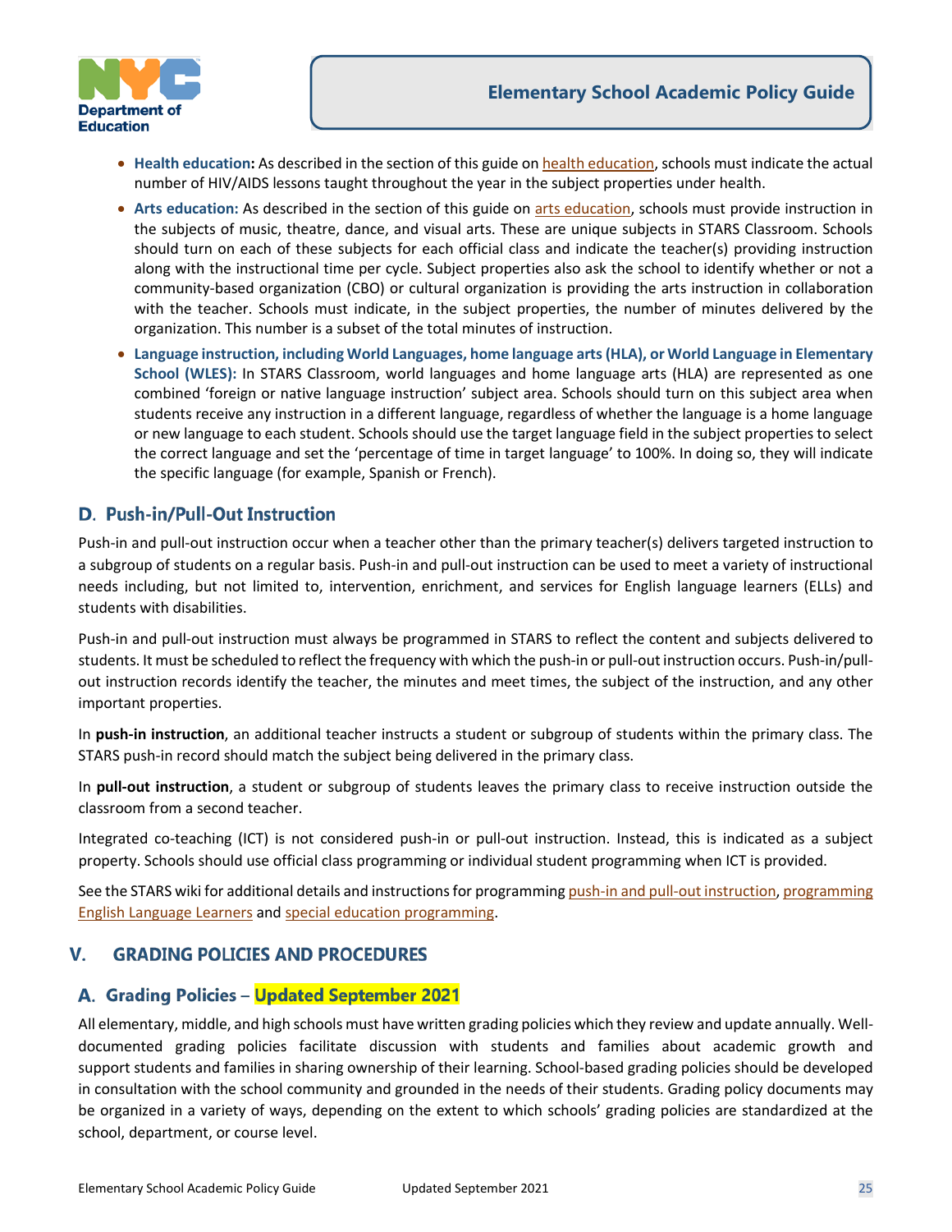- **Health education:** As described in the section of this guide on health education, schools must indicate the actual number of HIV/AIDS lessons taught throughout the year in the subject properties under health.
- **Arts education:** As described in the section of this guide on arts education, schools must provide instruction in the subjects of music, theatre, dance, and visual arts. These are unique subjects in STARS Classroom. Schools should turn on each of these subjects for each official class and indicate the teacher(s) providing instruction along with the instructional time per cycle. Subject properties also ask the school to identify whether or not a community-based organization (CBO) or cultural organization is providing the arts instruction in collaboration with the teacher. Schools must indicate, in the subject properties, the number of minutes delivered by the organization. This number is a subset of the total minutes of instruction.
- **Language instruction, including World Languages, home language arts (HLA), or World Language in Elementary School (WLES):** In STARS Classroom, world languages and home language arts (HLA) are represented as one combined 'foreign or native language instruction' subject area. Schools should turn on this subject area when students receive any instruction in a different language, regardless of whether the language is a home language or new language to each student. Schools should use the target language field in the subject properties to select the correct language and set the 'percentage of time in target language' to 100%. In doing so, they will indicate the specific language (for example, Spanish or French).

## D. Push-in/Pull-Out Instruction

Push-in and pull-out instruction occur when a teacher other than the primary teacher(s) delivers targeted instruction to a subgroup of students on a regular basis. Push-in and pull-out instruction can be used to meet a variety of instructional needs including, but not limited to, intervention, enrichment, and services for English language learners (ELLs) and students with disabilities.

Push-in and pull-out instruction must always be programmed in STARS to reflect the content and subjects delivered to students. It must be scheduled to reflect the frequency with which the push-in or pull-out instruction occurs. Push-in/pull-out instruction records identify the teacher, the minutes and meet times, the subject of the instruction, and any other important properties.

In **push-in instruction**, an additional teacher instructs a student or subgroup of students within the primary class. The STARS push-in record should match the subject being delivered in the primary class.

In **pull-out instruction**, a student or subgroup of students leaves the primary class to receive instruction outside the classroom from a second teacher.

Integrated co-teaching (ICT) is not considered push-in or pull-out instruction. Instead, this is indicated as a subject property. Schools should use official class programming or individual student programming when ICT is provided.

See the STARS wiki for additional details and instructions for programming push-in and pull-out instruction, programming English Language Learners and special education programming.

# V. GRADING POLICIES AND PROCEDURES

## A. Grading Policies – Updated September 2021

All elementary, middle, and high schools must have written grading policies which they review and update annually. Well-documented grading policies facilitate discussion with students and families about academic growth and support students and families in sharing ownership of their learning. School-based grading policies should be developed in consultation with the school community and grounded in the needs of their students. Grading policy documents may be organized in a variety of ways, depending on the extent to which schools' grading policies are standardized at the school, department, or course level.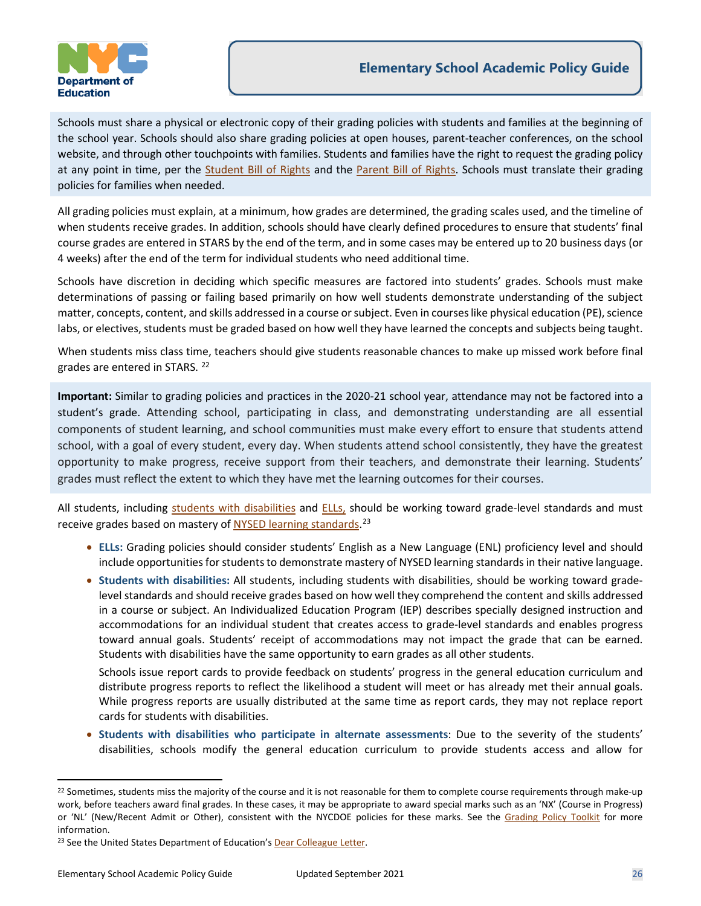Schools must share a physical or electronic copy of their grading policies with students and families at the beginning of the school year. Schools should also share grading policies at open houses, parent-teacher conferences, on the school website, and through other touchpoints with families. Students and families have the right to request the grading policy at any point in time, per the Student Bill of Rights and the Parent Bill of Rights. Schools must translate their grading policies for families when needed.

All grading policies must explain, at a minimum, how grades are determined, the grading scales used, and the timeline of when students receive grades. In addition, schools should have clearly defined procedures to ensure that students' final course grades are entered in STARS by the end of the term, and in some cases may be entered up to 20 business days (or 4 weeks) after the end of the term for individual students who need additional time.

Schools have discretion in deciding which specific measures are factored into students' grades. Schools must make determinations of passing or failing based primarily on how well students demonstrate understanding of the subject matter, concepts, content, and skills addressed in a course or subject. Even in courses like physical education (PE), science labs, or electives, students must be graded based on how well they have learned the concepts and subjects being taught.

When students miss class time, teachers should give students reasonable chances to make up missed work before final grades are entered in STARS. [22]

**Important:** Similar to grading policies and practices in the 2020-21 school year, attendance may not be factored into a student's grade. Attending school, participating in class, and demonstrating understanding are all essential components of student learning, and school communities must make every effort to ensure that students attend school, with a goal of every student, every day. When students attend school consistently, they have the greatest opportunity to make progress, receive support from their teachers, and demonstrate their learning. Students' grades must reflect the extent to which they have met the learning outcomes for their courses.

All students, including students with disabilities and ELLs, should be working toward grade-level standards and must receive grades based on mastery of NYSED learning standards.[23]

- **ELLs:** Grading policies should consider students' English as a New Language (ENL) proficiency level and should include opportunities for students to demonstrate mastery of NYSED learning standards in their native language.
- **Students with disabilities:** All students, including students with disabilities, should be working toward grade-level standards and should receive grades based on how well they comprehend the content and skills addressed in a course or subject. An Individualized Education Program (IEP) describes specially designed instruction and accommodations for an individual student that creates access to grade-level standards and enables progress toward annual goals. Students' receipt of accommodations may not impact the grade that can be earned. Students with disabilities have the same opportunity to earn grades as all other students.

  Schools issue report cards to provide feedback on students' progress in the general education curriculum and distribute progress reports to reflect the likelihood a student will meet or has already met their annual goals. While progress reports are usually distributed at the same time as report cards, they may not replace report cards for students with disabilities.
- **Students with disabilities who participate in alternate assessments**: Due to the severity of the students' disabilities, schools modify the general education curriculum to provide students access and allow for

---

[22] Sometimes, students miss the majority of the course and it is not reasonable for them to complete course requirements through make-up work, before teachers award final grades. In these cases, it may be appropriate to award special marks such as an 'NX' (Course in Progress) or 'NL' (New/Recent Admit or Other), consistent with the NYCDOE policies for these marks. See the Grading Policy Toolkit for more information.

[23] See the United States Department of Education's Dear Colleague Letter.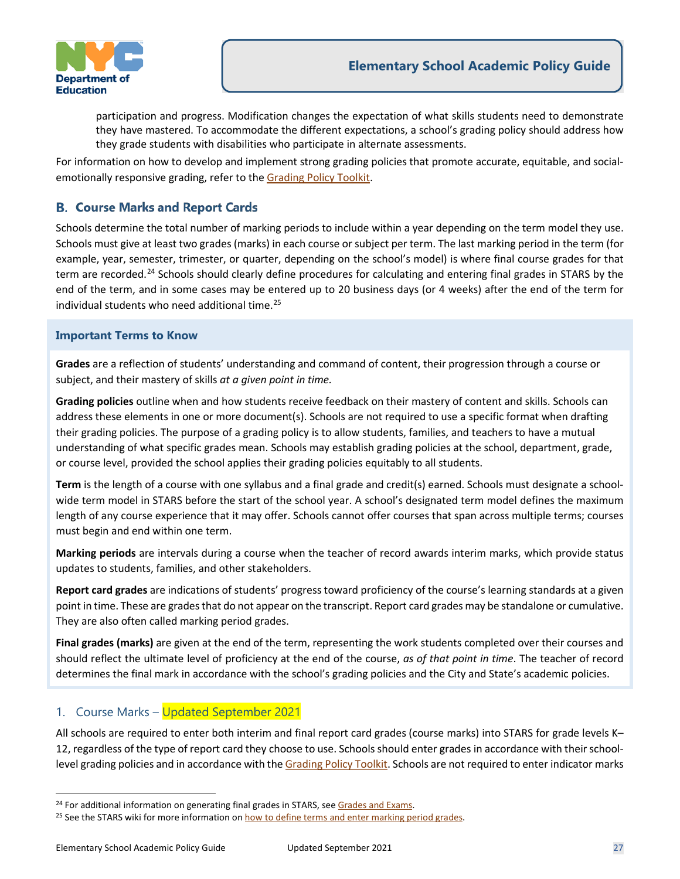participation and progress. Modification changes the expectation of what skills students need to demonstrate they have mastered. To accommodate the different expectations, a school's grading policy should address how they grade students with disabilities who participate in alternate assessments.

For information on how to develop and implement strong grading policies that promote accurate, equitable, and social-emotionally responsive grading, refer to the Grading Policy Toolkit.

## B. Course Marks and Report Cards

Schools determine the total number of marking periods to include within a year depending on the term model they use. Schools must give at least two grades (marks) in each course or subject per term. The last marking period in the term (for example, year, semester, trimester, or quarter, depending on the school's model) is where final course grades for that term are recorded.[24] Schools should clearly define procedures for calculating and entering final grades in STARS by the end of the term, and in some cases may be entered up to 20 business days (or 4 weeks) after the end of the term for individual students who need additional time.[25]

### Important Terms to Know

**Grades** are a reflection of students' understanding and command of content, their progression through a course or subject, and their mastery of skills *at a given point in time.*

**Grading policies** outline when and how students receive feedback on their mastery of content and skills. Schools can address these elements in one or more document(s). Schools are not required to use a specific format when drafting their grading policies. The purpose of a grading policy is to allow students, families, and teachers to have a mutual understanding of what specific grades mean. Schools may establish grading policies at the school, department, grade, or course level, provided the school applies their grading policies equitably to all students.

**Term** is the length of a course with one syllabus and a final grade and credit(s) earned. Schools must designate a school-wide term model in STARS before the start of the school year. A school's designated term model defines the maximum length of any course experience that it may offer. Schools cannot offer courses that span across multiple terms; courses must begin and end within one term.

**Marking periods** are intervals during a course when the teacher of record awards interim marks, which provide status updates to students, families, and other stakeholders.

**Report card grades** are indications of students' progress toward proficiency of the course's learning standards at a given point in time. These are grades that do not appear on the transcript. Report card grades may be standalone or cumulative. They are also often called marking period grades.

**Final grades (marks)** are given at the end of the term, representing the work students completed over their courses and should reflect the ultimate level of proficiency at the end of the course, *as of that point in time*. The teacher of record determines the final mark in accordance with the school's grading policies and the City and State's academic policies.

### 1. Course Marks – Updated September 2021

All schools are required to enter both interim and final report card grades (course marks) into STARS for grade levels K–12, regardless of the type of report card they choose to use. Schools should enter grades in accordance with their school-level grading policies and in accordance with the Grading Policy Toolkit. Schools are not required to enter indicator marks

---

[24] For additional information on generating final grades in STARS, see Grades and Exams.

[25] See the STARS wiki for more information on how to define terms and enter marking period grades.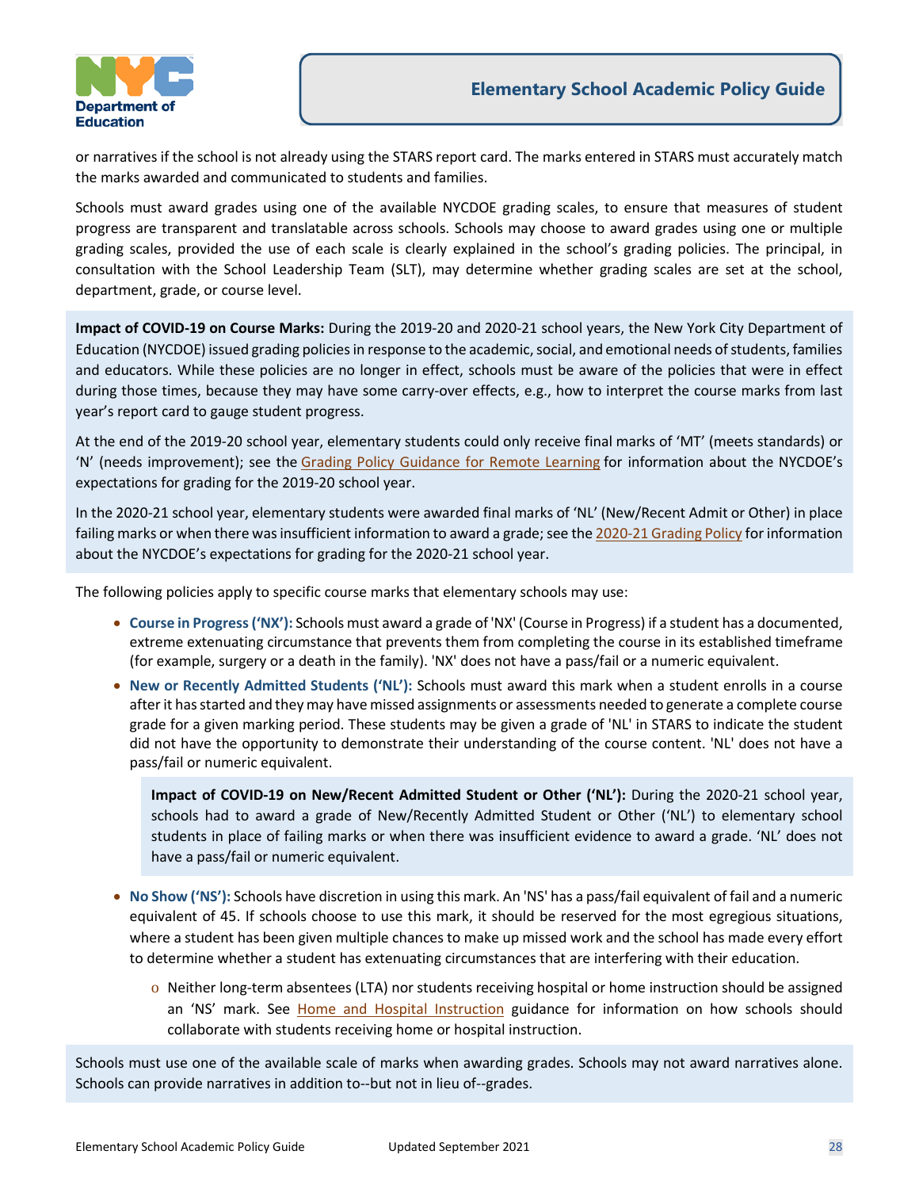or narratives if the school is not already using the STARS report card. The marks entered in STARS must accurately match the marks awarded and communicated to students and families.

Schools must award grades using one of the available NYCDOE grading scales, to ensure that measures of student progress are transparent and translatable across schools. Schools may choose to award grades using one or multiple grading scales, provided the use of each scale is clearly explained in the school's grading policies. The principal, in consultation with the School Leadership Team (SLT), may determine whether grading scales are set at the school, department, grade, or course level.

**Impact of COVID-19 on Course Marks:** During the 2019-20 and 2020-21 school years, the New York City Department of Education (NYCDOE) issued grading policies in response to the academic, social, and emotional needs of students, families and educators. While these policies are no longer in effect, schools must be aware of the policies that were in effect during those times, because they may have some carry-over effects, e.g., how to interpret the course marks from last year's report card to gauge student progress.

At the end of the 2019-20 school year, elementary students could only receive final marks of 'MT' (meets standards) or 'N' (needs improvement); see the Grading Policy Guidance for Remote Learning for information about the NYCDOE's expectations for grading for the 2019-20 school year.

In the 2020-21 school year, elementary students were awarded final marks of 'NL' (New/Recent Admit or Other) in place failing marks or when there was insufficient information to award a grade; see the 2020-21 Grading Policy for information about the NYCDOE's expectations for grading for the 2020-21 school year.

The following policies apply to specific course marks that elementary schools may use:

- **Course in Progress ('NX'):** Schools must award a grade of 'NX' (Course in Progress) if a student has a documented, extreme extenuating circumstance that prevents them from completing the course in its established timeframe (for example, surgery or a death in the family). 'NX' does not have a pass/fail or a numeric equivalent.
- **New or Recently Admitted Students ('NL'):** Schools must award this mark when a student enrolls in a course after it has started and they may have missed assignments or assessments needed to generate a complete course grade for a given marking period. These students may be given a grade of 'NL' in STARS to indicate the student did not have the opportunity to demonstrate their understanding of the course content. 'NL' does not have a pass/fail or numeric equivalent.

  **Impact of COVID-19 on New/Recent Admitted Student or Other ('NL'):** During the 2020-21 school year, schools had to award a grade of New/Recently Admitted Student or Other ('NL') to elementary school students in place of failing marks or when there was insufficient evidence to award a grade. 'NL' does not have a pass/fail or numeric equivalent.

- **No Show ('NS'):** Schools have discretion in using this mark. An 'NS' has a pass/fail equivalent of fail and a numeric equivalent of 45. If schools choose to use this mark, it should be reserved for the most egregious situations, where a student has been given multiple chances to make up missed work and the school has made every effort to determine whether a student has extenuating circumstances that are interfering with their education.
  - Neither long-term absentees (LTA) nor students receiving hospital or home instruction should be assigned an 'NS' mark. See Home and Hospital Instruction guidance for information on how schools should collaborate with students receiving home or hospital instruction.

Schools must use one of the available scale of marks when awarding grades. Schools may not award narratives alone. Schools can provide narratives in addition to--but not in lieu of--grades.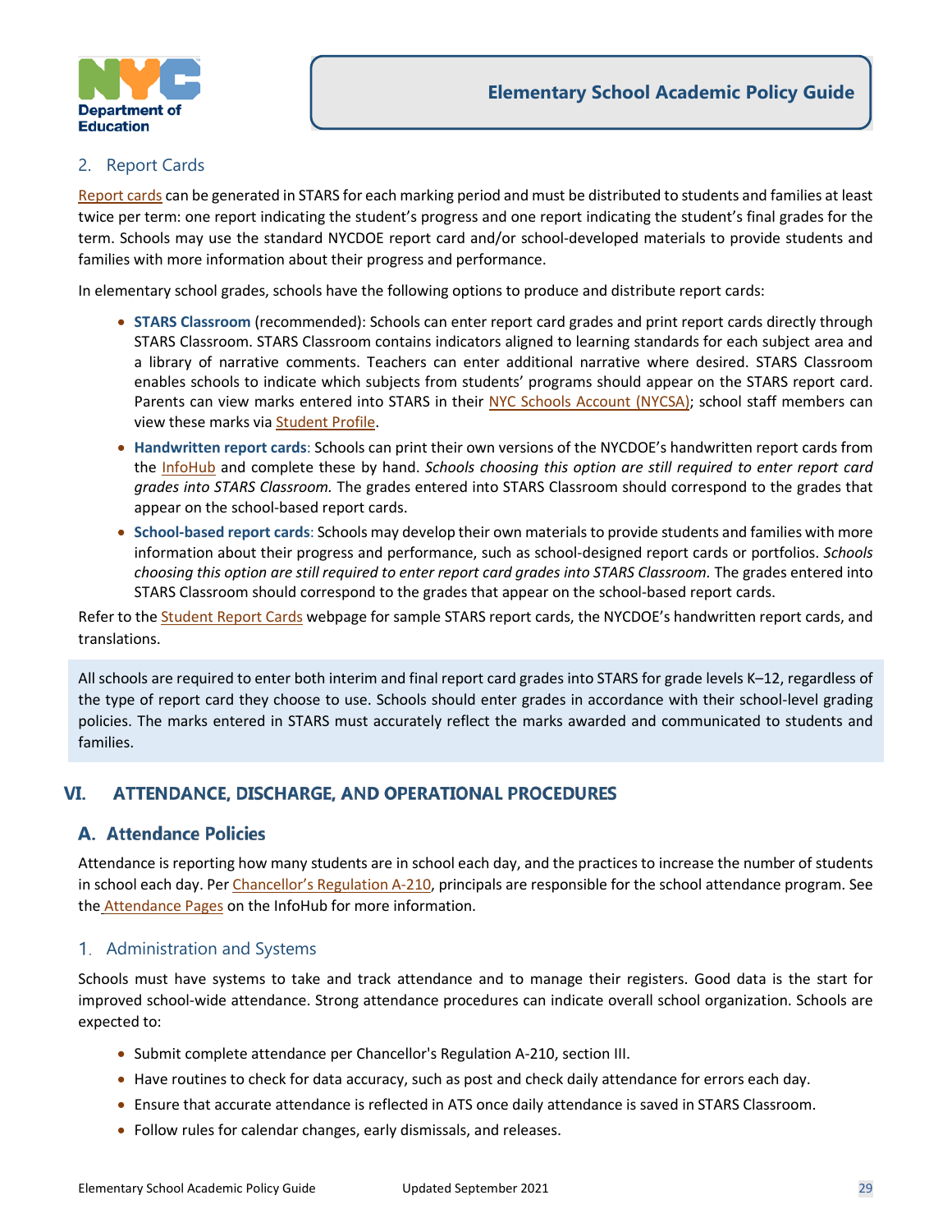### 2. Report Cards

Report cards can be generated in STARS for each marking period and must be distributed to students and families at least twice per term: one report indicating the student's progress and one report indicating the student's final grades for the term. Schools may use the standard NYCDOE report card and/or school-developed materials to provide students and families with more information about their progress and performance.

In elementary school grades, schools have the following options to produce and distribute report cards:

- **STARS Classroom** (recommended): Schools can enter report card grades and print report cards directly through STARS Classroom. STARS Classroom contains indicators aligned to learning standards for each subject area and a library of narrative comments. Teachers can enter additional narrative where desired. STARS Classroom enables schools to indicate which subjects from students' programs should appear on the STARS report card. Parents can view marks entered into STARS in their NYC Schools Account (NYCSA); school staff members can view these marks via Student Profile.
- **Handwritten report cards**: Schools can print their own versions of the NYCDOE's handwritten report cards from the InfoHub and complete these by hand. *Schools choosing this option are still required to enter report card grades into STARS Classroom.* The grades entered into STARS Classroom should correspond to the grades that appear on the school-based report cards.
- **School-based report cards**: Schools may develop their own materials to provide students and families with more information about their progress and performance, such as school-designed report cards or portfolios. *Schools choosing this option are still required to enter report card grades into STARS Classroom.* The grades entered into STARS Classroom should correspond to the grades that appear on the school-based report cards.

Refer to the Student Report Cards webpage for sample STARS report cards, the NYCDOE's handwritten report cards, and translations.

All schools are required to enter both interim and final report card grades into STARS for grade levels K–12, regardless of the type of report card they choose to use. Schools should enter grades in accordance with their school-level grading policies. The marks entered in STARS must accurately reflect the marks awarded and communicated to students and families.

# VI. ATTENDANCE, DISCHARGE, AND OPERATIONAL PROCEDURES

## A. Attendance Policies

Attendance is reporting how many students are in school each day, and the practices to increase the number of students in school each day. Per Chancellor's Regulation A-210, principals are responsible for the school attendance program. See the Attendance Pages on the InfoHub for more information.

### 1. Administration and Systems

Schools must have systems to take and track attendance and to manage their registers. Good data is the start for improved school-wide attendance. Strong attendance procedures can indicate overall school organization. Schools are expected to:

- Submit complete attendance per Chancellor's Regulation A-210, section III.
- Have routines to check for data accuracy, such as post and check daily attendance for errors each day.
- Ensure that accurate attendance is reflected in ATS once daily attendance is saved in STARS Classroom.
- Follow rules for calendar changes, early dismissals, and releases.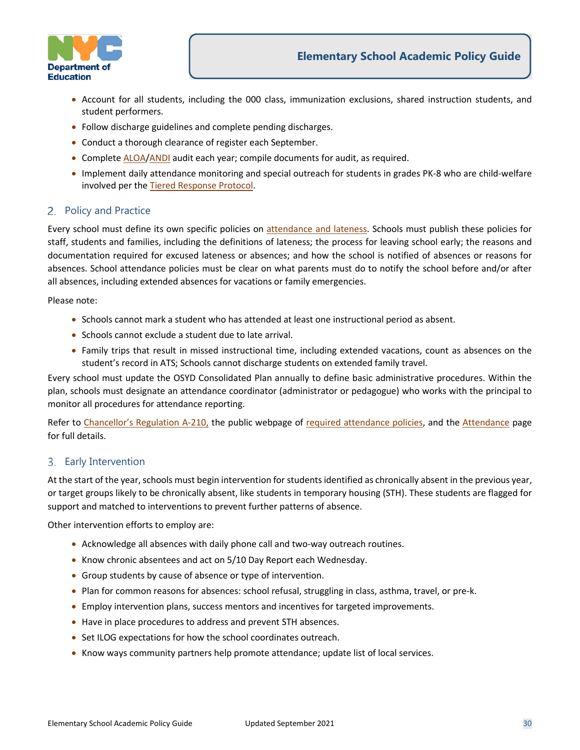- Account for all students, including the 000 class, immunization exclusions, shared instruction students, and student performers.
- Follow discharge guidelines and complete pending discharges.
- Conduct a thorough clearance of register each September.
- Complete ALOA/ANDI audit each year; compile documents for audit, as required.
- Implement daily attendance monitoring and special outreach for students in grades PK-8 who are child-welfare involved per the Tiered Response Protocol.

## 2. Policy and Practice

Every school must define its own specific policies on attendance and lateness. Schools must publish these policies for staff, students and families, including the definitions of lateness; the process for leaving school early; the reasons and documentation required for excused lateness or absences; and how the school is notified of absences or reasons for absences. School attendance policies must be clear on what parents must do to notify the school before and/or after all absences, including extended absences for vacations or family emergencies.

Please note:

- Schools cannot mark a student who has attended at least one instructional period as absent.
- Schools cannot exclude a student due to late arrival.
- Family trips that result in missed instructional time, including extended vacations, count as absences on the student's record in ATS; Schools cannot discharge students on extended family travel.

Every school must update the OSYD Consolidated Plan annually to define basic administrative procedures. Within the plan, schools must designate an attendance coordinator (administrator or pedagogue) who works with the principal to monitor all procedures for attendance reporting.

Refer to Chancellor's Regulation A-210, the public webpage of required attendance policies, and the Attendance page for full details.

## 3. Early Intervention

At the start of the year, schools must begin intervention for students identified as chronically absent in the previous year, or target groups likely to be chronically absent, like students in temporary housing (STH). These students are flagged for support and matched to interventions to prevent further patterns of absence.

Other intervention efforts to employ are:

- Acknowledge all absences with daily phone call and two-way outreach routines.
- Know chronic absentees and act on 5/10 Day Report each Wednesday.
- Group students by cause of absence or type of intervention.
- Plan for common reasons for absences: school refusal, struggling in class, asthma, travel, or pre-k.
- Employ intervention plans, success mentors and incentives for targeted improvements.
- Have in place procedures to address and prevent STH absences.
- Set ILOG expectations for how the school coordinates outreach.
- Know ways community partners help promote attendance; update list of local services.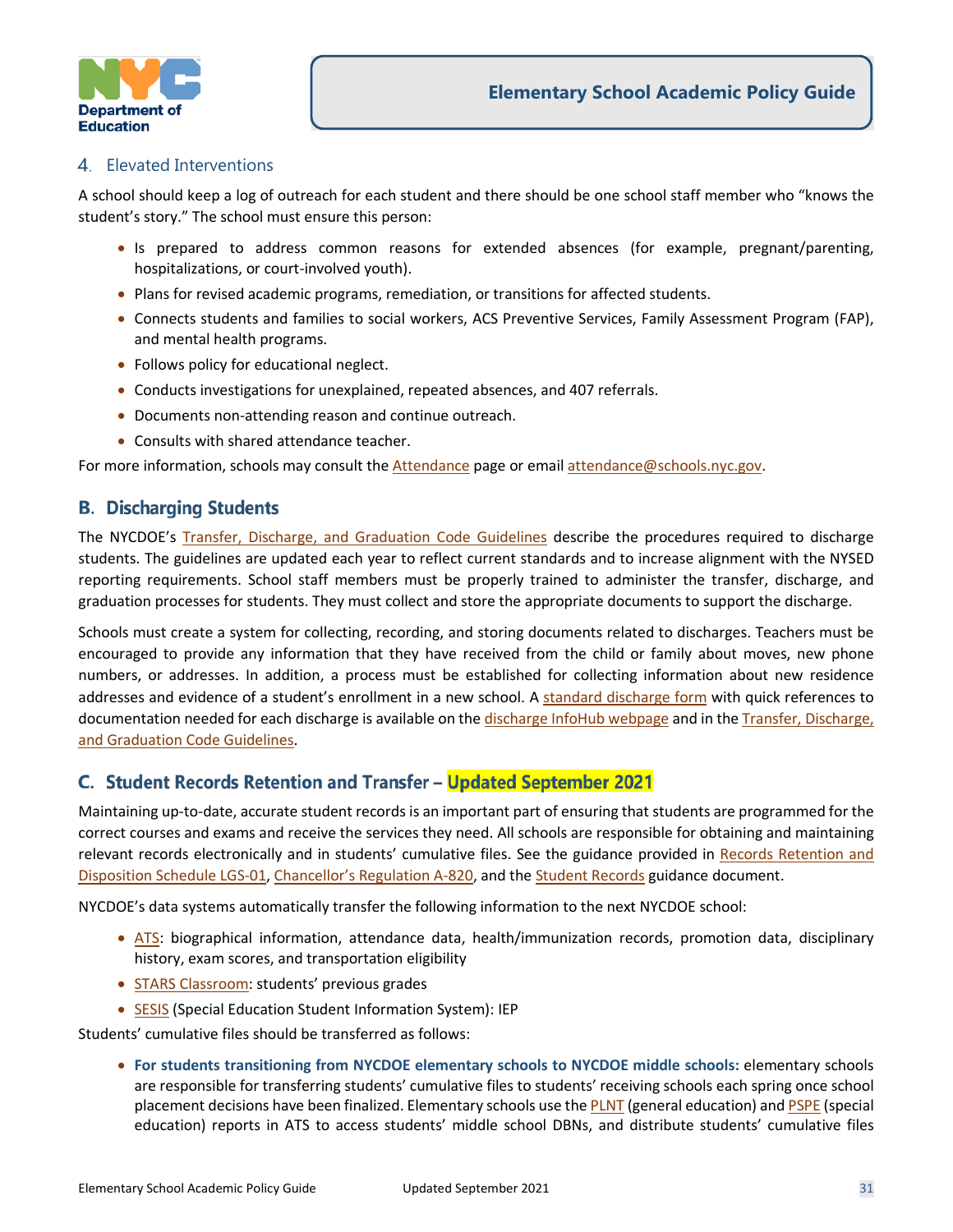### 4. Elevated Interventions

A school should keep a log of outreach for each student and there should be one school staff member who "knows the student's story." The school must ensure this person:

- Is prepared to address common reasons for extended absences (for example, pregnant/parenting, hospitalizations, or court-involved youth).
- Plans for revised academic programs, remediation, or transitions for affected students.
- Connects students and families to social workers, ACS Preventive Services, Family Assessment Program (FAP), and mental health programs.
- Follows policy for educational neglect.
- Conducts investigations for unexplained, repeated absences, and 407 referrals.
- Documents non-attending reason and continue outreach.
- Consults with shared attendance teacher.

For more information, schools may consult the Attendance page or email attendance@schools.nyc.gov.

## B. Discharging Students

The NYCDOE's Transfer, Discharge, and Graduation Code Guidelines describe the procedures required to discharge students. The guidelines are updated each year to reflect current standards and to increase alignment with the NYSED reporting requirements. School staff members must be properly trained to administer the transfer, discharge, and graduation processes for students. They must collect and store the appropriate documents to support the discharge.

Schools must create a system for collecting, recording, and storing documents related to discharges. Teachers must be encouraged to provide any information that they have received from the child or family about moves, new phone numbers, or addresses. In addition, a process must be established for collecting information about new residence addresses and evidence of a student's enrollment in a new school. A standard discharge form with quick references to documentation needed for each discharge is available on the discharge InfoHub webpage and in the Transfer, Discharge, and Graduation Code Guidelines.

## C. Student Records Retention and Transfer – Updated September 2021

Maintaining up-to-date, accurate student records is an important part of ensuring that students are programmed for the correct courses and exams and receive the services they need. All schools are responsible for obtaining and maintaining relevant records electronically and in students' cumulative files. See the guidance provided in Records Retention and Disposition Schedule LGS-01, Chancellor's Regulation A-820, and the Student Records guidance document.

NYCDOE's data systems automatically transfer the following information to the next NYCDOE school:

- ATS: biographical information, attendance data, health/immunization records, promotion data, disciplinary history, exam scores, and transportation eligibility
- STARS Classroom: students' previous grades
- SESIS (Special Education Student Information System): IEP

Students' cumulative files should be transferred as follows:

- **For students transitioning from NYCDOE elementary schools to NYCDOE middle schools:** elementary schools are responsible for transferring students' cumulative files to students' receiving schools each spring once school placement decisions have been finalized. Elementary schools use the PLNT (general education) and PSPE (special education) reports in ATS to access students' middle school DBNs, and distribute students' cumulative files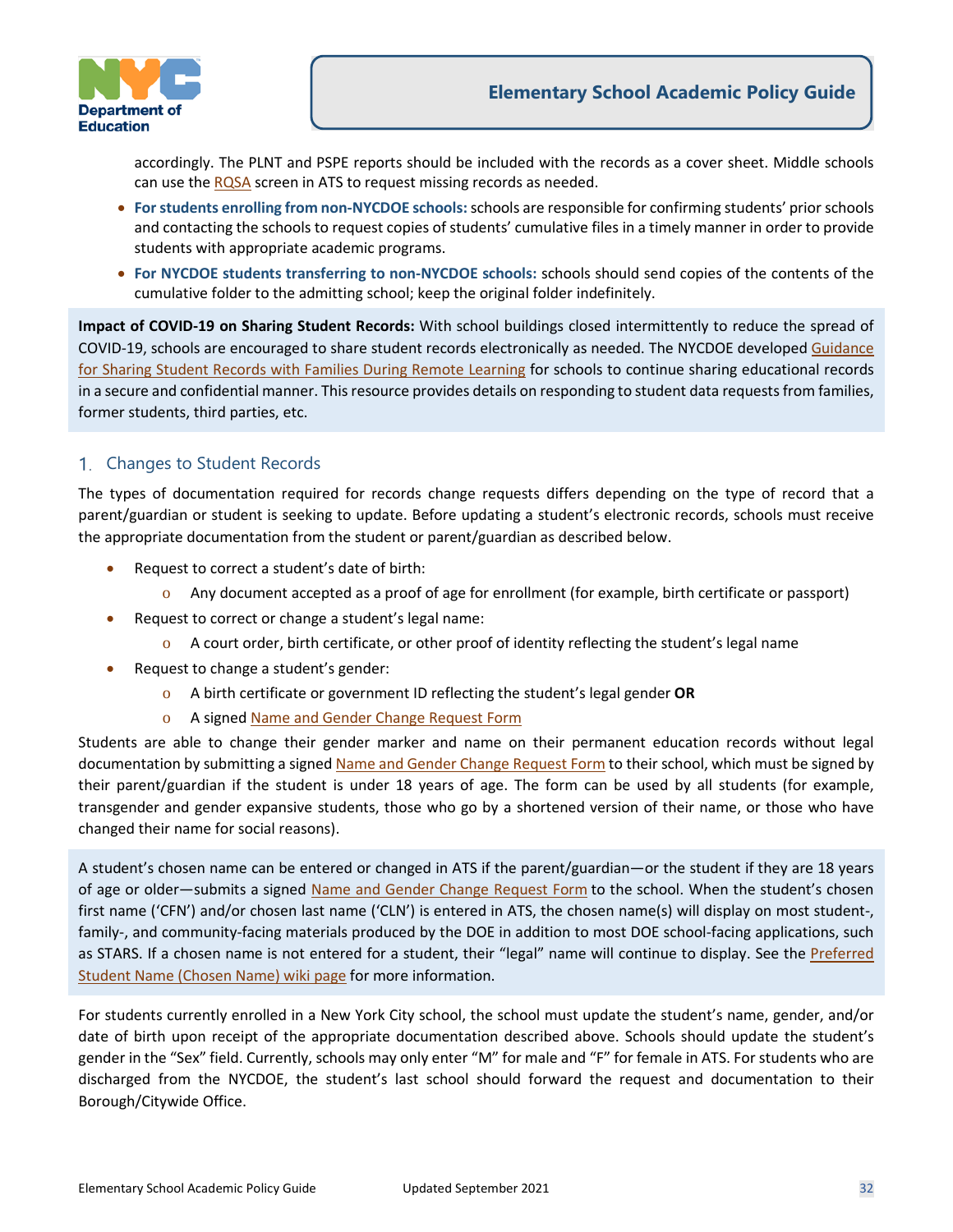accordingly. The PLNT and PSPE reports should be included with the records as a cover sheet. Middle schools can use the RQSA screen in ATS to request missing records as needed.

- **For students enrolling from non-NYCDOE schools:** schools are responsible for confirming students' prior schools and contacting the schools to request copies of students' cumulative files in a timely manner in order to provide students with appropriate academic programs.
- **For NYCDOE students transferring to non-NYCDOE schools:** schools should send copies of the contents of the cumulative folder to the admitting school; keep the original folder indefinitely.

**Impact of COVID-19 on Sharing Student Records:** With school buildings closed intermittently to reduce the spread of COVID-19, schools are encouraged to share student records electronically as needed. The NYCDOE developed Guidance for Sharing Student Records with Families During Remote Learning for schools to continue sharing educational records in a secure and confidential manner. This resource provides details on responding to student data requests from families, former students, third parties, etc.

## 1. Changes to Student Records

The types of documentation required for records change requests differs depending on the type of record that a parent/guardian or student is seeking to update. Before updating a student's electronic records, schools must receive the appropriate documentation from the student or parent/guardian as described below.

- Request to correct a student's date of birth:
  - Any document accepted as a proof of age for enrollment (for example, birth certificate or passport)
- Request to correct or change a student's legal name:
  - A court order, birth certificate, or other proof of identity reflecting the student's legal name
- Request to change a student's gender:
  - A birth certificate or government ID reflecting the student's legal gender **OR**
  - A signed Name and Gender Change Request Form

Students are able to change their gender marker and name on their permanent education records without legal documentation by submitting a signed Name and Gender Change Request Form to their school, which must be signed by their parent/guardian if the student is under 18 years of age. The form can be used by all students (for example, transgender and gender expansive students, those who go by a shortened version of their name, or those who have changed their name for social reasons).

A student's chosen name can be entered or changed in ATS if the parent/guardian—or the student if they are 18 years of age or older—submits a signed Name and Gender Change Request Form to the school. When the student's chosen first name ('CFN') and/or chosen last name ('CLN') is entered in ATS, the chosen name(s) will display on most student-, family-, and community-facing materials produced by the DOE in addition to most DOE school-facing applications, such as STARS. If a chosen name is not entered for a student, their "legal" name will continue to display. See the Preferred Student Name (Chosen Name) wiki page for more information.

For students currently enrolled in a New York City school, the school must update the student's name, gender, and/or date of birth upon receipt of the appropriate documentation described above. Schools should update the student's gender in the "Sex" field. Currently, schools may only enter "M" for male and "F" for female in ATS. For students who are discharged from the NYCDOE, the student's last school should forward the request and documentation to their Borough/Citywide Office.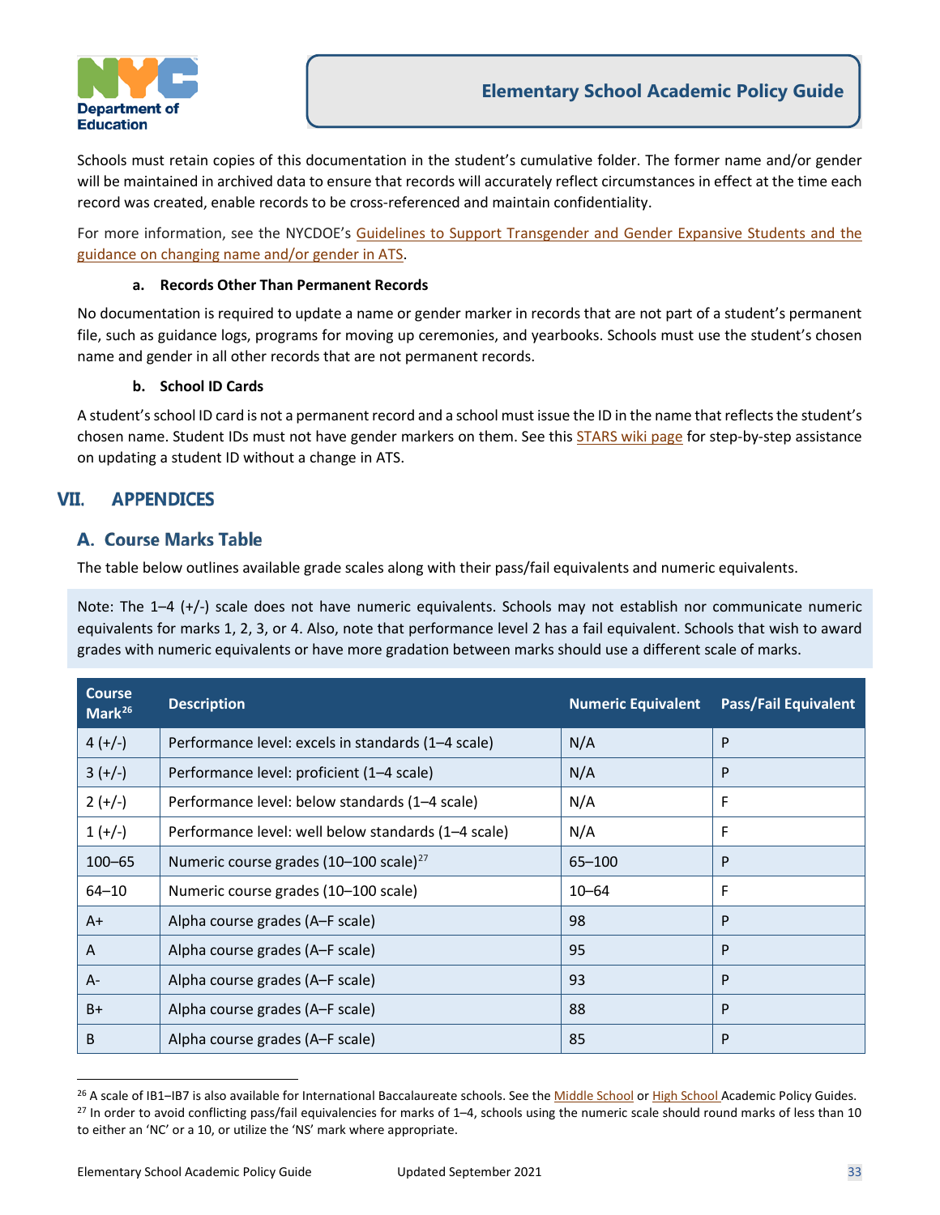Schools must retain copies of this documentation in the student's cumulative folder. The former name and/or gender will be maintained in archived data to ensure that records will accurately reflect circumstances in effect at the time each record was created, enable records to be cross-referenced and maintain confidentiality.

For more information, see the NYCDOE's Guidelines to Support Transgender and Gender Expansive Students and the guidance on changing name and/or gender in ATS.

#### a. Records Other Than Permanent Records

No documentation is required to update a name or gender marker in records that are not part of a student's permanent file, such as guidance logs, programs for moving up ceremonies, and yearbooks. Schools must use the student's chosen name and gender in all other records that are not permanent records.

#### b. School ID Cards

A student's school ID card is not a permanent record and a school must issue the ID in the name that reflects the student's chosen name. Student IDs must not have gender markers on them. See this STARS wiki page for step-by-step assistance on updating a student ID without a change in ATS.

## VII. APPENDICES

### A. Course Marks Table

The table below outlines available grade scales along with their pass/fail equivalents and numeric equivalents.

Note: The 1–4 (+/-) scale does not have numeric equivalents. Schools may not establish nor communicate numeric equivalents for marks 1, 2, 3, or 4. Also, note that performance level 2 has a fail equivalent. Schools that wish to award grades with numeric equivalents or have more gradation between marks should use a different scale of marks.

| Course Mark[26] | Description | Numeric Equivalent | Pass/Fail Equivalent |
|---|---|---|---|
| 4 (+/-) | Performance level: excels in standards (1–4 scale) | N/A | P |
| 3 (+/-) | Performance level: proficient (1–4 scale) | N/A | P |
| 2 (+/-) | Performance level: below standards (1–4 scale) | N/A | F |
| 1 (+/-) | Performance level: well below standards (1–4 scale) | N/A | F |
| 100–65 | Numeric course grades (10–100 scale)[27] | 65–100 | P |
| 64–10 | Numeric course grades (10–100 scale) | 10–64 | F |
| A+ | Alpha course grades (A–F scale) | 98 | P |
| A | Alpha course grades (A–F scale) | 95 | P |
| A- | Alpha course grades (A–F scale) | 93 | P |
| B+ | Alpha course grades (A–F scale) | 88 | P |
| B | Alpha course grades (A–F scale) | 85 | P |

[26] A scale of IB1–IB7 is also available for International Baccalaureate schools. See the Middle School or High School Academic Policy Guides.

[27] In order to avoid conflicting pass/fail equivalencies for marks of 1–4, schools using the numeric scale should round marks of less than 10 to either an 'NC' or a 10, or utilize the 'NS' mark where appropriate.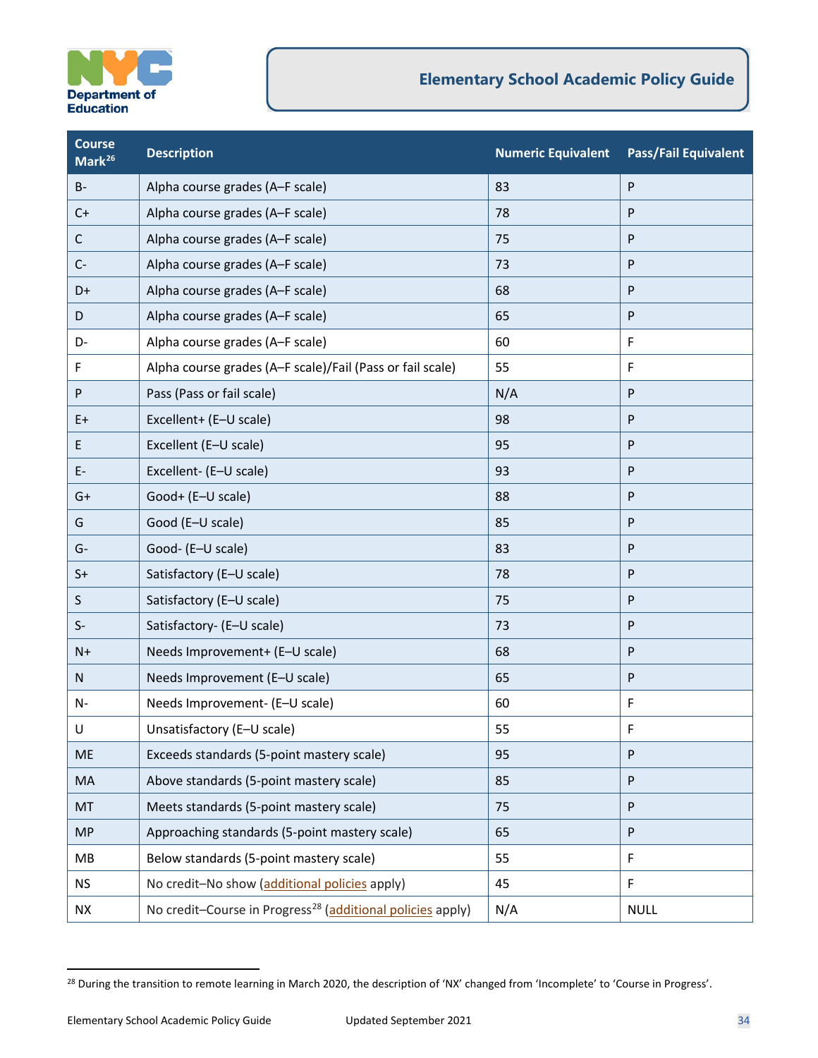| Course Mark[26] | Description | Numeric Equivalent | Pass/Fail Equivalent |
|---|---|---|---|
| B- | Alpha course grades (A–F scale) | 83 | P |
| C+ | Alpha course grades (A–F scale) | 78 | P |
| C | Alpha course grades (A–F scale) | 75 | P |
| C- | Alpha course grades (A–F scale) | 73 | P |
| D+ | Alpha course grades (A–F scale) | 68 | P |
| D | Alpha course grades (A–F scale) | 65 | P |
| D- | Alpha course grades (A–F scale) | 60 | F |
| F | Alpha course grades (A–F scale)/Fail (Pass or fail scale) | 55 | F |
| P | Pass (Pass or fail scale) | N/A | P |
| E+ | Excellent+ (E–U scale) | 98 | P |
| E | Excellent (E–U scale) | 95 | P |
| E- | Excellent- (E–U scale) | 93 | P |
| G+ | Good+ (E–U scale) | 88 | P |
| G | Good (E–U scale) | 85 | P |
| G- | Good- (E–U scale) | 83 | P |
| S+ | Satisfactory (E–U scale) | 78 | P |
| S | Satisfactory (E–U scale) | 75 | P |
| S- | Satisfactory- (E–U scale) | 73 | P |
| N+ | Needs Improvement+ (E–U scale) | 68 | P |
| N | Needs Improvement (E–U scale) | 65 | P |
| N- | Needs Improvement- (E–U scale) | 60 | F |
| U | Unsatisfactory (E–U scale) | 55 | F |
| ME | Exceeds standards (5-point mastery scale) | 95 | P |
| MA | Above standards (5-point mastery scale) | 85 | P |
| MT | Meets standards (5-point mastery scale) | 75 | P |
| MP | Approaching standards (5-point mastery scale) | 65 | P |
| MB | Below standards (5-point mastery scale) | 55 | F |
| NS | No credit–No show (additional policies apply) | 45 | F |
| NX | No credit–Course in Progress[28] (additional policies apply) | N/A | NULL |

[28] During the transition to remote learning in March 2020, the description of 'NX' changed from 'Incomplete' to 'Course in Progress'.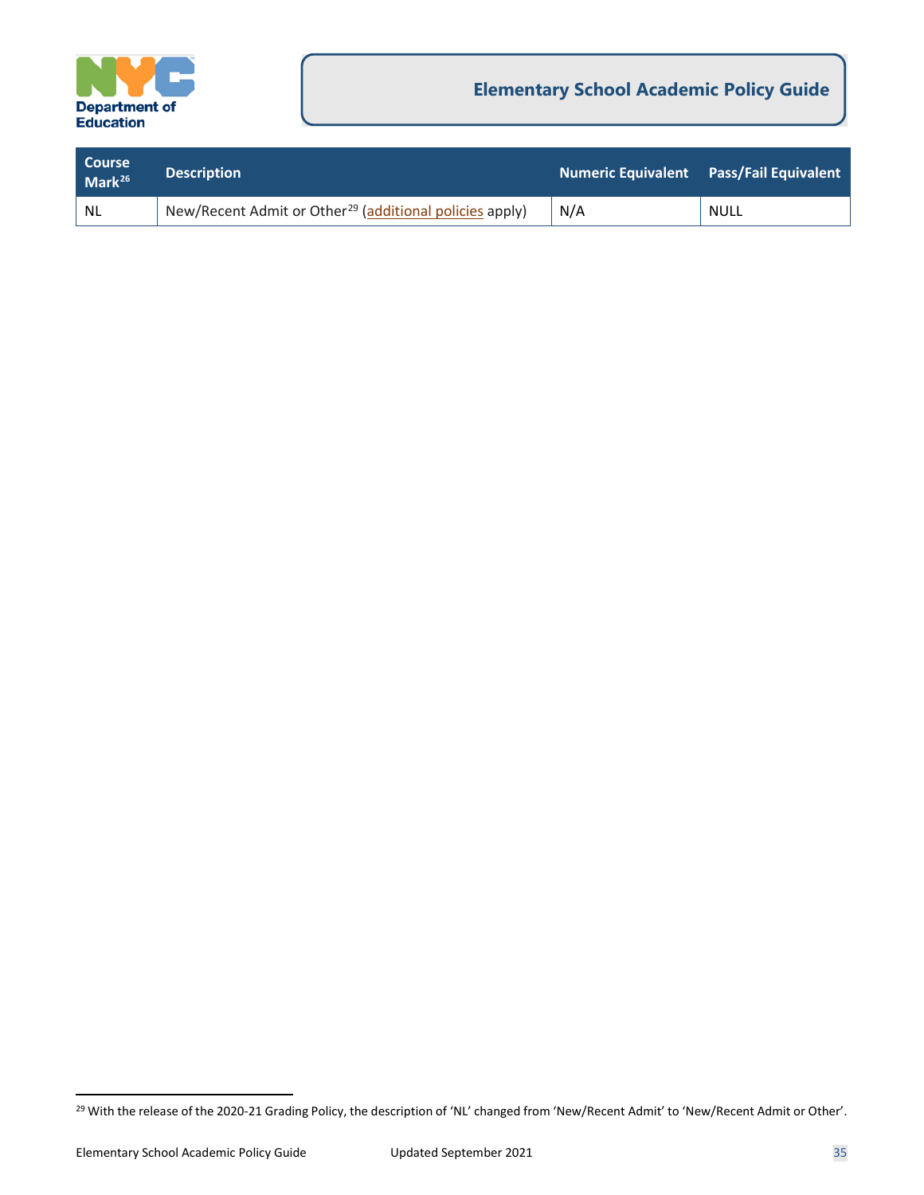| Course Mark[26] | Description | Numeric Equivalent | Pass/Fail Equivalent |
|---|---|---|---|
| NL | New/Recent Admit or Other[29] (additional policies apply) | N/A | NULL |

[29] With the release of the 2020-21 Grading Policy, the description of 'NL' changed from 'New/Recent Admit' to 'New/Recent Admit or Other'.